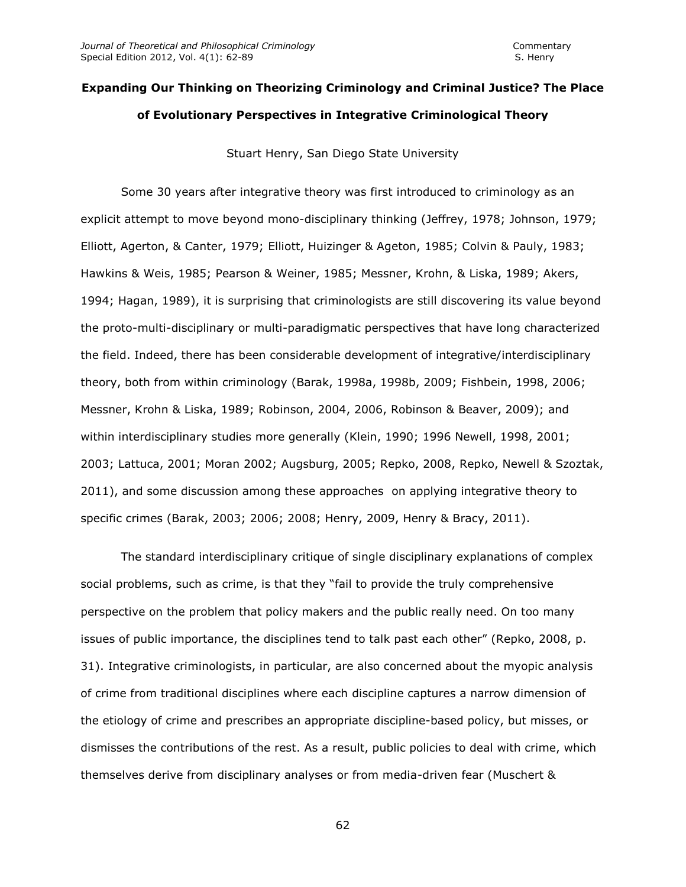# Expanding Our Thinking on Theorizing Criminology and Criminal Justice? The Place of Evolutionary Perspectives in Integrative Criminological Theory

Stuart Henry, San Diego State University

Some 30 years after integrative theory was first introduced to criminology as an explicit attempt to move beyond mono-disciplinary thinking (Jeffrey, 1978; Johnson, 1979; Elliott, Agerton, & Canter, 1979; Elliott, Huizinger & Ageton, 1985; Colvin & Pauly, 1983; Hawkins & Weis, 1985; Pearson & Weiner, 1985; Messner, Krohn, & Liska, 1989; Akers, 1994; Hagan, 1989), it is surprising that criminologists are still discovering its value beyond the proto-multi-disciplinary or multi-paradigmatic perspectives that have long characterized the field. Indeed, there has been considerable development of integrative/interdisciplinary theory, both from within criminology (Barak, 1998a, 1998b, 2009; Fishbein, 1998, 2006; Messner, Krohn & Liska, 1989; Robinson, 2004, 2006, Robinson & Beaver, 2009); and within interdisciplinary studies more generally (Klein, 1990; 1996 Newell, 1998, 2001; 2003; Lattuca, 2001; Moran 2002; Augsburg, 2005; Repko, 2008, Repko, Newell & Szoztak, 2011), and some discussion among these approaches on applying integrative theory to specific crimes (Barak, 2003; 2006; 2008; Henry, 2009, Henry & Bracy, 2011).

The standard interdisciplinary critique of single disciplinary explanations of complex social problems, such as crime, is that they "fail to provide the truly comprehensive perspective on the problem that policy makers and the public really need. On too many issues of public importance, the disciplines tend to talk past each other" (Repko, 2008, p. 31). Integrative criminologists, in particular, are also concerned about the myopic analysis of crime from traditional disciplines where each discipline captures a narrow dimension of the etiology of crime and prescribes an appropriate discipline-based policy, but misses, or dismisses the contributions of the rest. As a result, public policies to deal with crime, which themselves derive from disciplinary analyses or from media-driven fear (Muschert &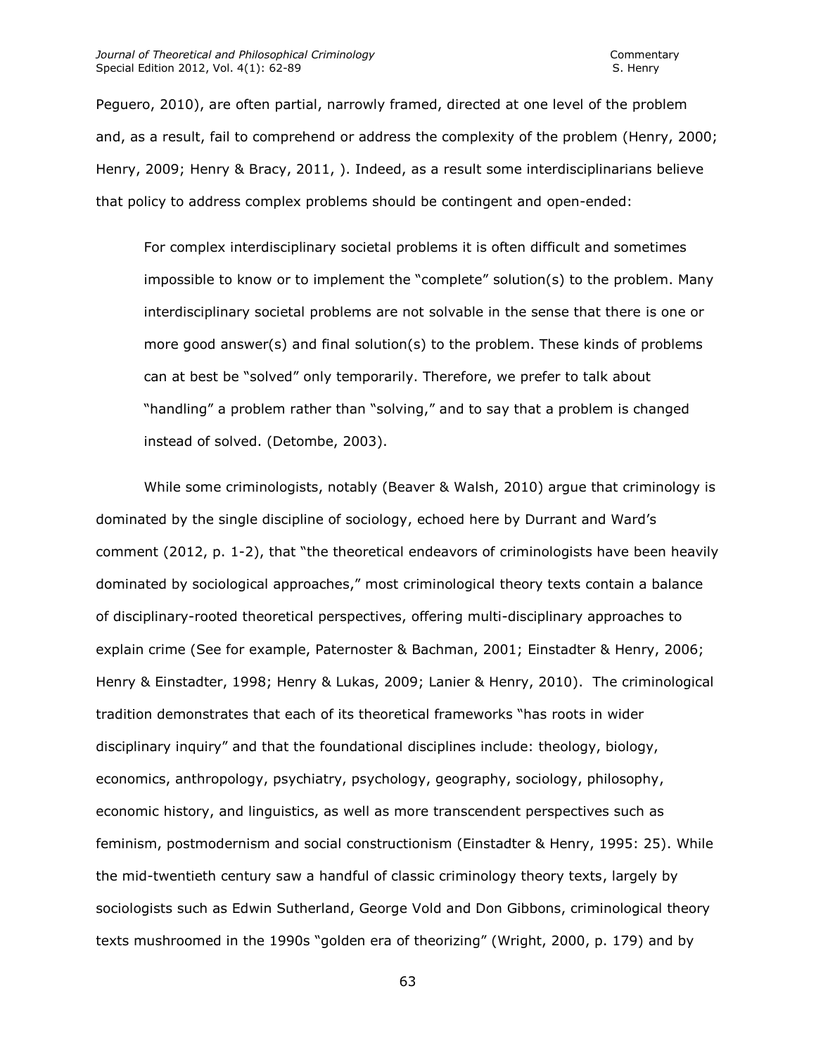Peguero, 2010), are often partial, narrowly framed, directed at one level of the problem and, as a result, fail to comprehend or address the complexity of the problem (Henry, 2000; Henry, 2009; Henry & Bracy, 2011, ). Indeed, as a result some interdisciplinarians believe that policy to address complex problems should be contingent and open-ended:

> For complex interdisciplinary societal problems it is often difficult and sometimes impossible to know or to implement the "complete" solution(s) to the problem. Many interdisciplinary societal problems are not solvable in the sense that there is one or more good answer(s) and final solution(s) to the problem. These kinds of problems can at best be "solved" only temporarily. Therefore, we prefer to talk about "handling" a problem rather than "solving," and to say that a problem is changed instead of solved. (Detombe, 2003).

While some criminologists, notably (Beaver & Walsh, 2010) argue that criminology is dominated by the single discipline of sociology, echoed here by Durrant and Ward's comment (2012, p. 1-2), that "the theoretical endeavors of criminologists have been heavily dominated by sociological approaches," most criminological theory texts contain a balance of disciplinary-rooted theoretical perspectives, offering multi-disciplinary approaches to explain crime (See for example, Paternoster & Bachman, 2001; Einstadter & Henry, 2006; Henry & Einstadter, 1998; Henry & Lukas, 2009; Lanier & Henry, 2010). The criminological tradition demonstrates that each of its theoretical frameworks "has roots in wider disciplinary inquiry" and that the foundational disciplines include: theology, biology, economics, anthropology, psychiatry, psychology, geography, sociology, philosophy, economic history, and linguistics, as well as more transcendent perspectives such as feminism, postmodernism and social constructionism (Einstadter & Henry, 1995: 25). While the mid-twentieth century saw a handful of classic criminology theory texts, largely by sociologists such as Edwin Sutherland, George Vold and Don Gibbons, criminological theory texts mushroomed in the 1990s "golden era of theorizing" (Wright, 2000, p. 179) and by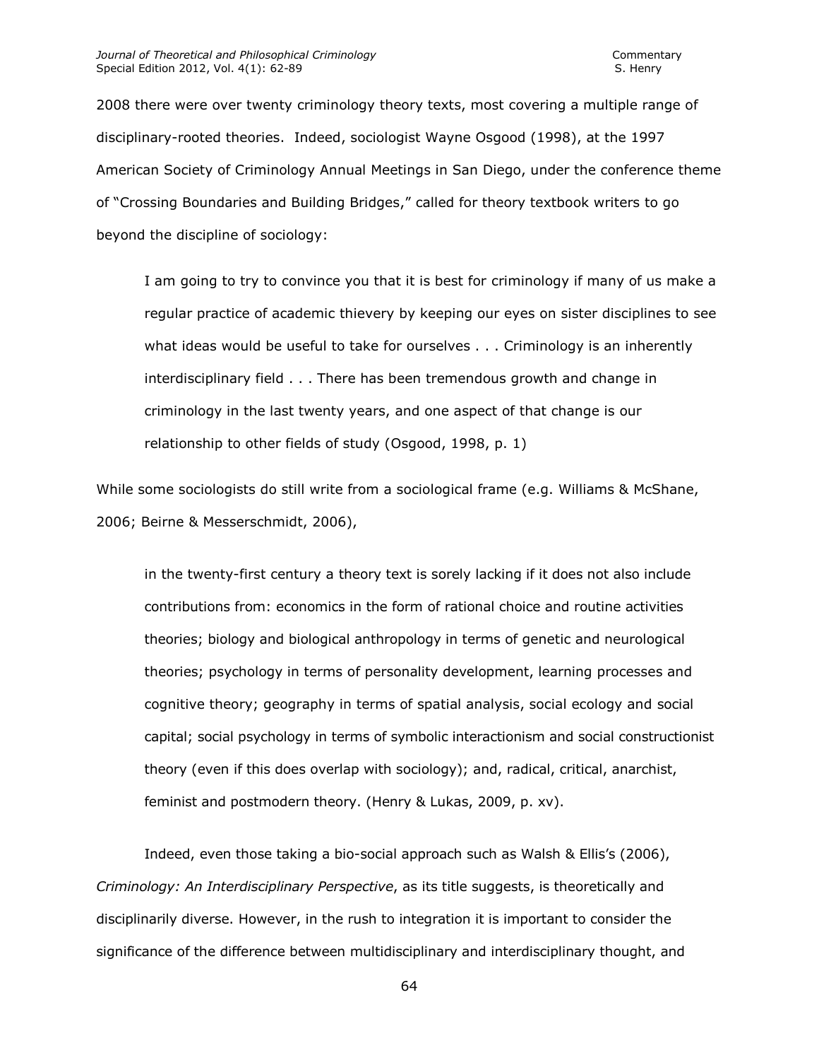2008 there were over twenty criminology theory texts, most covering a multiple range of disciplinary-rooted theories. Indeed, sociologist Wayne Osgood (1998), at the 1997 American Society of Criminology Annual Meetings in San Diego, under the conference theme of "Crossing Boundaries and Building Bridges," called for theory textbook writers to go beyond the discipline of sociology:

> I am going to try to convince you that it is best for criminology if many of us make a regular practice of academic thievery by keeping our eyes on sister disciplines to see what ideas would be useful to take for ourselves . . . Criminology is an inherently interdisciplinary field . . . There has been tremendous growth and change in criminology in the last twenty years, and one aspect of that change is our relationship to other fields of study (Osgood, 1998, p. 1)

While some sociologists do still write from a sociological frame (e.g. Williams & McShane, 2006; Beirne & Messerschmidt, 2006),

> in the twenty-first century a theory text is sorely lacking if it does not also include contributions from: economics in the form of rational choice and routine activities theories; biology and biological anthropology in terms of genetic and neurological theories; psychology in terms of personality development, learning processes and cognitive theory; geography in terms of spatial analysis, social ecology and social capital; social psychology in terms of symbolic interactionism and social constructionist theory (even if this does overlap with sociology); and, radical, critical, anarchist, feminist and postmodern theory. (Henry & Lukas, 2009, p. xv).

Indeed, even those taking a bio-social approach such as Walsh & Ellis's (2006), *Criminology: An Interdisciplinary Perspective*, as its title suggests, is theoretically and disciplinarily diverse. However, in the rush to integration it is important to consider the significance of the difference between multidisciplinary and interdisciplinary thought, and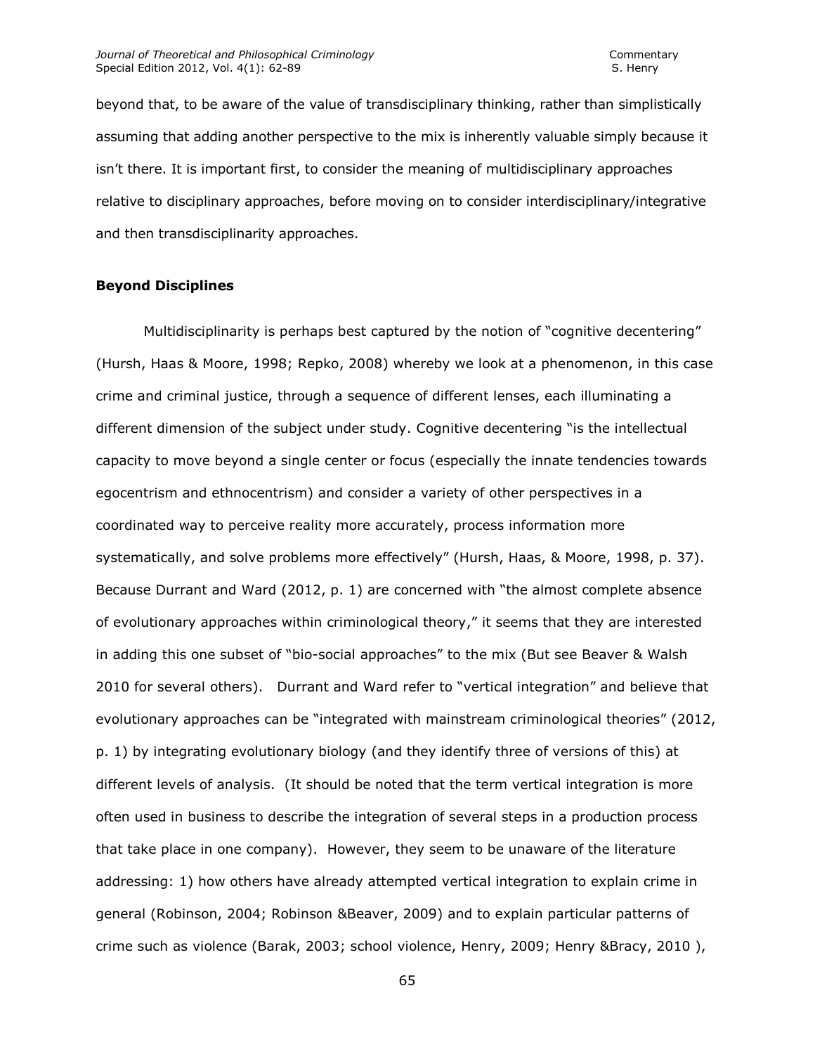beyond that, to be aware of the value of transdisciplinary thinking, rather than simplistically assuming that adding another perspective to the mix is inherently valuable simply because it isn't there. It is important first, to consider the meaning of multidisciplinary approaches relative to disciplinary approaches, before moving on to consider interdisciplinary/integrative and then transdisciplinarity approaches.

## Beyond Disciplines

Multidisciplinarity is perhaps best captured by the notion of "cognitive decentering" (Hursh, Haas & Moore, 1998; Repko, 2008) whereby we look at a phenomenon, in this case crime and criminal justice, through a sequence of different lenses, each illuminating a different dimension of the subject under study. Cognitive decentering "is the intellectual capacity to move beyond a single center or focus (especially the innate tendencies towards egocentrism and ethnocentrism) and consider a variety of other perspectives in a coordinated way to perceive reality more accurately, process information more systematically, and solve problems more effectively" (Hursh, Haas, & Moore, 1998, p. 37). Because Durrant and Ward (2012, p. 1) are concerned with "the almost complete absence of evolutionary approaches within criminological theory," it seems that they are interested in adding this one subset of "bio-social approaches" to the mix (But see Beaver & Walsh 2010 for several others). Durrant and Ward refer to "vertical integration" and believe that evolutionary approaches can be "integrated with mainstream criminological theories" (2012, p. 1) by integrating evolutionary biology (and they identify three of versions of this) at different levels of analysis. (It should be noted that the term vertical integration is more often used in business to describe the integration of several steps in a production process that take place in one company). However, they seem to be unaware of the literature addressing: 1) how others have already attempted vertical integration to explain crime in general (Robinson, 2004; Robinson &Beaver, 2009) and to explain particular patterns of crime such as violence (Barak, 2003; school violence, Henry, 2009; Henry &Bracy, 2010 ),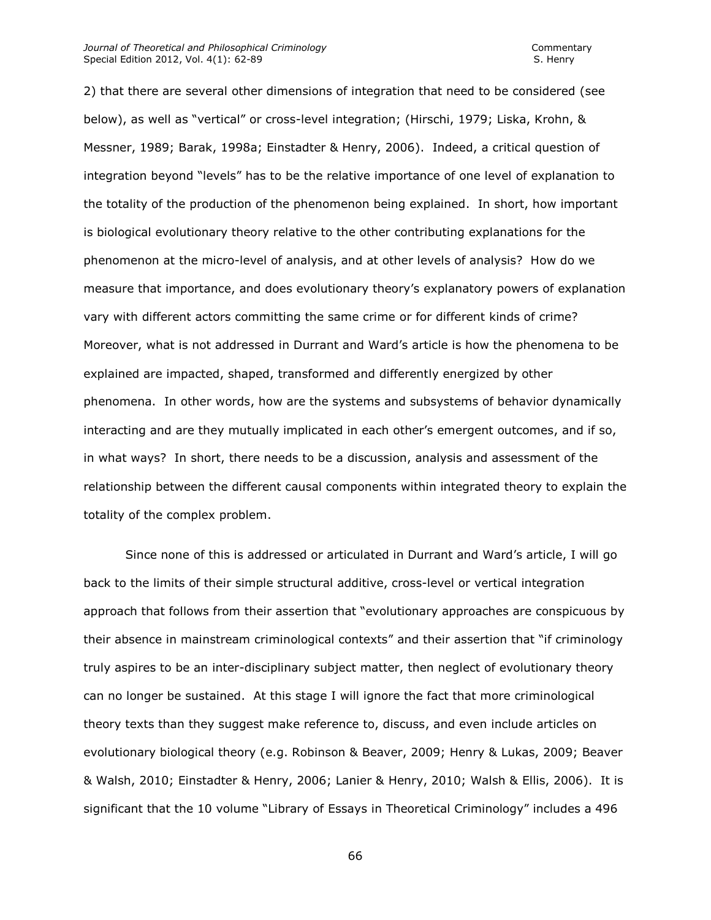2) that there are several other dimensions of integration that need to be considered (see below), as well as "vertical" or cross-level integration; (Hirschi, 1979; Liska, Krohn, & Messner, 1989; Barak, 1998a; Einstadter & Henry, 2006). Indeed, a critical question of integration beyond "levels" has to be the relative importance of one level of explanation to the totality of the production of the phenomenon being explained. In short, how important is biological evolutionary theory relative to the other contributing explanations for the phenomenon at the micro-level of analysis, and at other levels of analysis? How do we measure that importance, and does evolutionary theory's explanatory powers of explanation vary with different actors committing the same crime or for different kinds of crime? Moreover, what is not addressed in Durrant and Ward's article is how the phenomena to be explained are impacted, shaped, transformed and differently energized by other phenomena. In other words, how are the systems and subsystems of behavior dynamically interacting and are they mutually implicated in each other's emergent outcomes, and if so, in what ways? In short, there needs to be a discussion, analysis and assessment of the relationship between the different causal components within integrated theory to explain the totality of the complex problem.

Since none of this is addressed or articulated in Durrant and Ward's article, I will go back to the limits of their simple structural additive, cross-level or vertical integration approach that follows from their assertion that "evolutionary approaches are conspicuous by their absence in mainstream criminological contexts" and their assertion that "if criminology truly aspires to be an inter-disciplinary subject matter, then neglect of evolutionary theory can no longer be sustained. At this stage I will ignore the fact that more criminological theory texts than they suggest make reference to, discuss, and even include articles on evolutionary biological theory (e.g. Robinson & Beaver, 2009; Henry & Lukas, 2009; Beaver & Walsh, 2010; Einstadter & Henry, 2006; Lanier & Henry, 2010; Walsh & Ellis, 2006). It is significant that the 10 volume "Library of Essays in Theoretical Criminology" includes a 496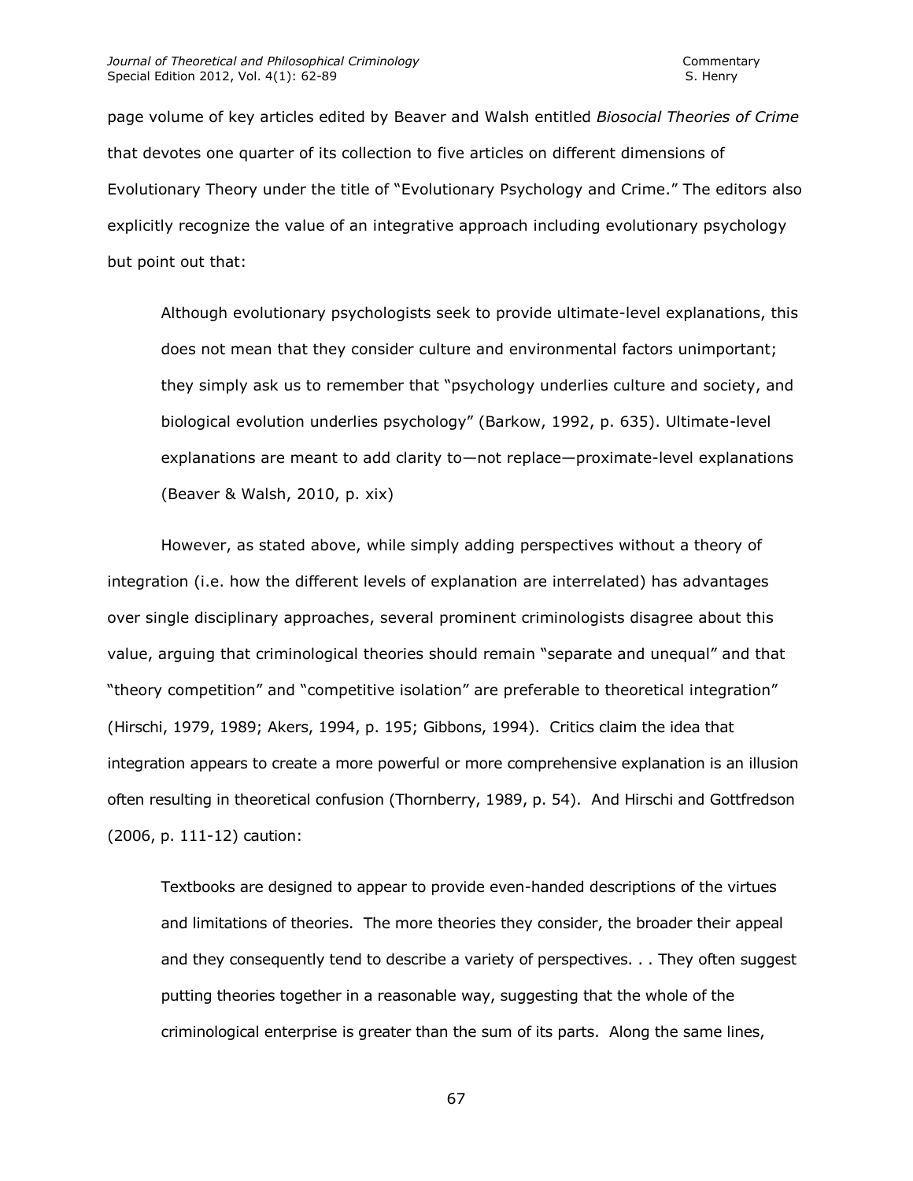page volume of key articles edited by Beaver and Walsh entitled *Biosocial Theories of Crime* that devotes one quarter of its collection to five articles on different dimensions of Evolutionary Theory under the title of "Evolutionary Psychology and Crime." The editors also explicitly recognize the value of an integrative approach including evolutionary psychology but point out that:

> Although evolutionary psychologists seek to provide ultimate-level explanations, this does not mean that they consider culture and environmental factors unimportant; they simply ask us to remember that "psychology underlies culture and society, and biological evolution underlies psychology" (Barkow, 1992, p. 635). Ultimate-level explanations are meant to add clarity to—not replace—proximate-level explanations (Beaver & Walsh, 2010, p. xix)

However, as stated above, while simply adding perspectives without a theory of integration (i.e. how the different levels of explanation are interrelated) has advantages over single disciplinary approaches, several prominent criminologists disagree about this value, arguing that criminological theories should remain "separate and unequal" and that "theory competition" and "competitive isolation" are preferable to theoretical integration" (Hirschi, 1979, 1989; Akers, 1994, p. 195; Gibbons, 1994). Critics claim the idea that integration appears to create a more powerful or more comprehensive explanation is an illusion often resulting in theoretical confusion (Thornberry, 1989, p. 54). And Hirschi and Gottfredson (2006, p. 111-12) caution:

> Textbooks are designed to appear to provide even-handed descriptions of the virtues and limitations of theories. The more theories they consider, the broader their appeal and they consequently tend to describe a variety of perspectives. . . They often suggest putting theories together in a reasonable way, suggesting that the whole of the criminological enterprise is greater than the sum of its parts. Along the same lines,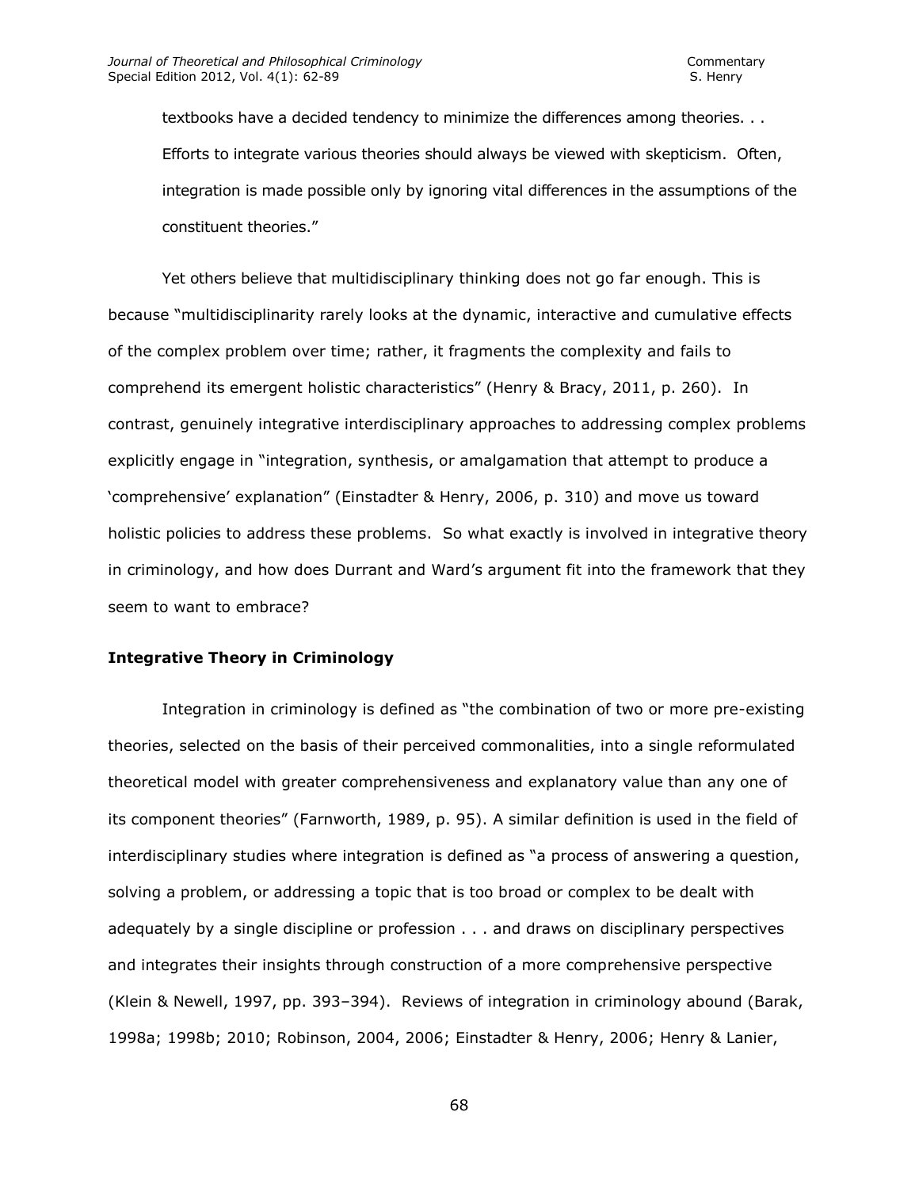textbooks have a decided tendency to minimize the differences among theories. . . Efforts to integrate various theories should always be viewed with skepticism. Often, integration is made possible only by ignoring vital differences in the assumptions of the constituent theories."

Yet others believe that multidisciplinary thinking does not go far enough. This is because "multidisciplinarity rarely looks at the dynamic, interactive and cumulative effects of the complex problem over time; rather, it fragments the complexity and fails to comprehend its emergent holistic characteristics" (Henry & Bracy, 2011, p. 260). In contrast, genuinely integrative interdisciplinary approaches to addressing complex problems explicitly engage in "integration, synthesis, or amalgamation that attempt to produce a 'comprehensive' explanation" (Einstadter & Henry, 2006, p. 310) and move us toward holistic policies to address these problems. So what exactly is involved in integrative theory in criminology, and how does Durrant and Ward's argument fit into the framework that they seem to want to embrace?

**Integrative Theory in Criminology**

Integration in criminology is defined as "the combination of two or more pre-existing theories, selected on the basis of their perceived commonalities, into a single reformulated theoretical model with greater comprehensiveness and explanatory value than any one of its component theories" (Farnworth, 1989, p. 95). A similar definition is used in the field of interdisciplinary studies where integration is defined as "a process of answering a question, solving a problem, or addressing a topic that is too broad or complex to be dealt with adequately by a single discipline or profession . . . and draws on disciplinary perspectives and integrates their insights through construction of a more comprehensive perspective (Klein & Newell, 1997, pp. 393–394). Reviews of integration in criminology abound (Barak, 1998a; 1998b; 2010; Robinson, 2004, 2006; Einstadter & Henry, 2006; Henry & Lanier,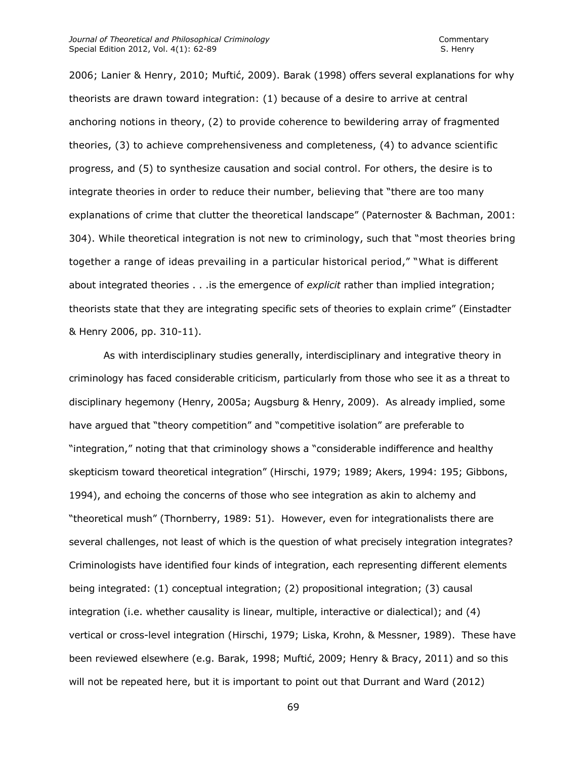2006; Lanier & Henry, 2010; Muftić, 2009). Barak (1998) offers several explanations for why theorists are drawn toward integration: (1) because of a desire to arrive at central anchoring notions in theory, (2) to provide coherence to bewildering array of fragmented theories, (3) to achieve comprehensiveness and completeness, (4) to advance scientific progress, and (5) to synthesize causation and social control. For others, the desire is to integrate theories in order to reduce their number, believing that "there are too many explanations of crime that clutter the theoretical landscape" (Paternoster & Bachman, 2001: 304). While theoretical integration is not new to criminology, such that "most theories bring together a range of ideas prevailing in a particular historical period," "What is different about integrated theories . . .is the emergence of *explicit* rather than implied integration; theorists state that they are integrating specific sets of theories to explain crime" (Einstadter & Henry 2006, pp. 310-11).

As with interdisciplinary studies generally, interdisciplinary and integrative theory in criminology has faced considerable criticism, particularly from those who see it as a threat to disciplinary hegemony (Henry, 2005a; Augsburg & Henry, 2009). As already implied, some have argued that "theory competition" and "competitive isolation" are preferable to "integration," noting that that criminology shows a "considerable indifference and healthy skepticism toward theoretical integration" (Hirschi, 1979; 1989; Akers, 1994: 195; Gibbons, 1994), and echoing the concerns of those who see integration as akin to alchemy and "theoretical mush" (Thornberry, 1989: 51). However, even for integrationalists there are several challenges, not least of which is the question of what precisely integration integrates? Criminologists have identified four kinds of integration, each representing different elements being integrated: (1) conceptual integration; (2) propositional integration; (3) causal integration (i.e. whether causality is linear, multiple, interactive or dialectical); and (4) vertical or cross-level integration (Hirschi, 1979; Liska, Krohn, & Messner, 1989). These have been reviewed elsewhere (e.g. Barak, 1998; Muftić, 2009; Henry & Bracy, 2011) and so this will not be repeated here, but it is important to point out that Durrant and Ward (2012)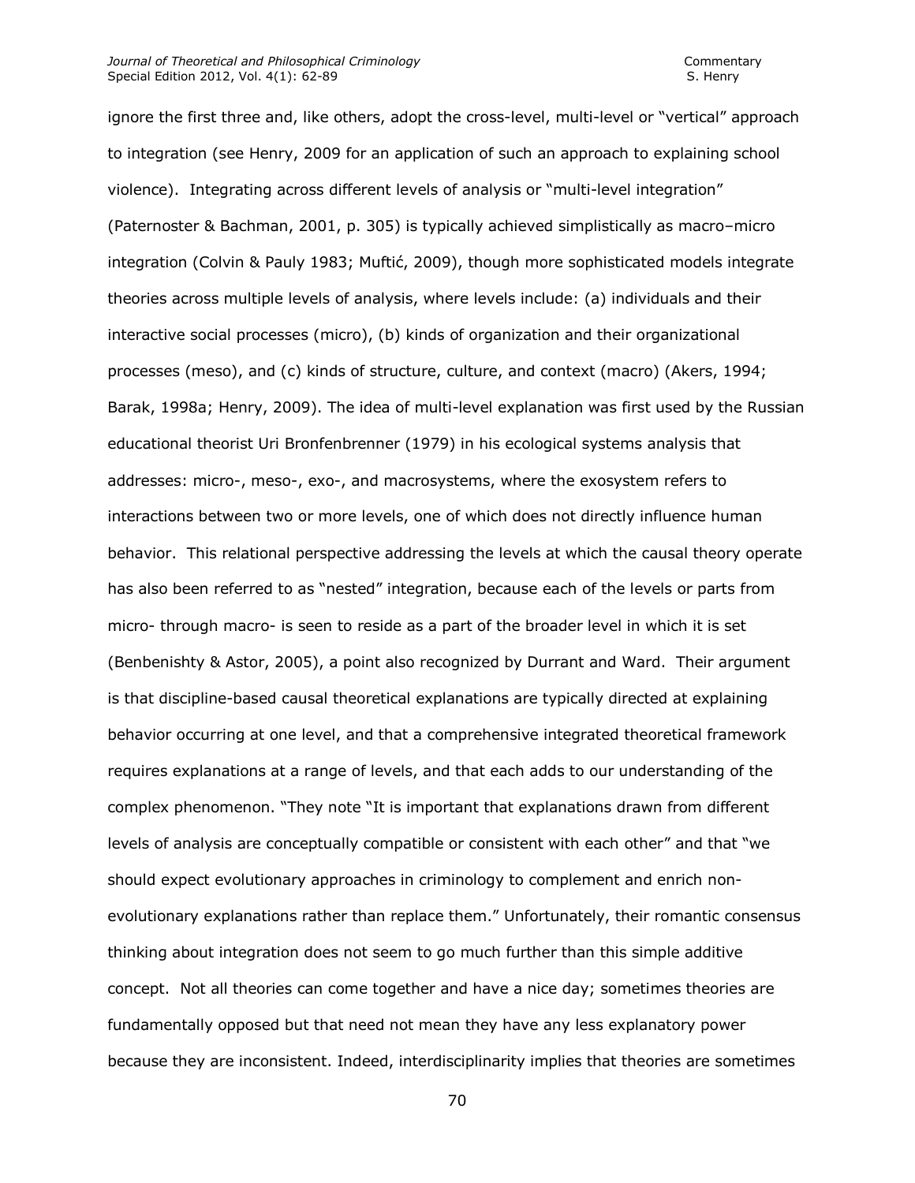ignore the first three and, like others, adopt the cross-level, multi-level or "vertical" approach to integration (see Henry, 2009 for an application of such an approach to explaining school violence). Integrating across different levels of analysis or "multi-level integration" (Paternoster & Bachman, 2001, p. 305) is typically achieved simplistically as macro–micro integration (Colvin & Pauly 1983; Muftić, 2009), though more sophisticated models integrate theories across multiple levels of analysis, where levels include: (a) individuals and their interactive social processes (micro), (b) kinds of organization and their organizational processes (meso), and (c) kinds of structure, culture, and context (macro) (Akers, 1994; Barak, 1998a; Henry, 2009). The idea of multi-level explanation was first used by the Russian educational theorist Uri Bronfenbrenner (1979) in his ecological systems analysis that addresses: micro-, meso-, exo-, and macrosystems, where the exosystem refers to interactions between two or more levels, one of which does not directly influence human behavior. This relational perspective addressing the levels at which the causal theory operate has also been referred to as "nested" integration, because each of the levels or parts from micro- through macro- is seen to reside as a part of the broader level in which it is set (Benbenishty & Astor, 2005), a point also recognized by Durrant and Ward. Their argument is that discipline-based causal theoretical explanations are typically directed at explaining behavior occurring at one level, and that a comprehensive integrated theoretical framework requires explanations at a range of levels, and that each adds to our understanding of the complex phenomenon. "They note "It is important that explanations drawn from different levels of analysis are conceptually compatible or consistent with each other" and that "we should expect evolutionary approaches in criminology to complement and enrich non-evolutionary explanations rather than replace them." Unfortunately, their romantic consensus thinking about integration does not seem to go much further than this simple additive concept. Not all theories can come together and have a nice day; sometimes theories are fundamentally opposed but that need not mean they have any less explanatory power because they are inconsistent. Indeed, interdisciplinarity implies that theories are sometimes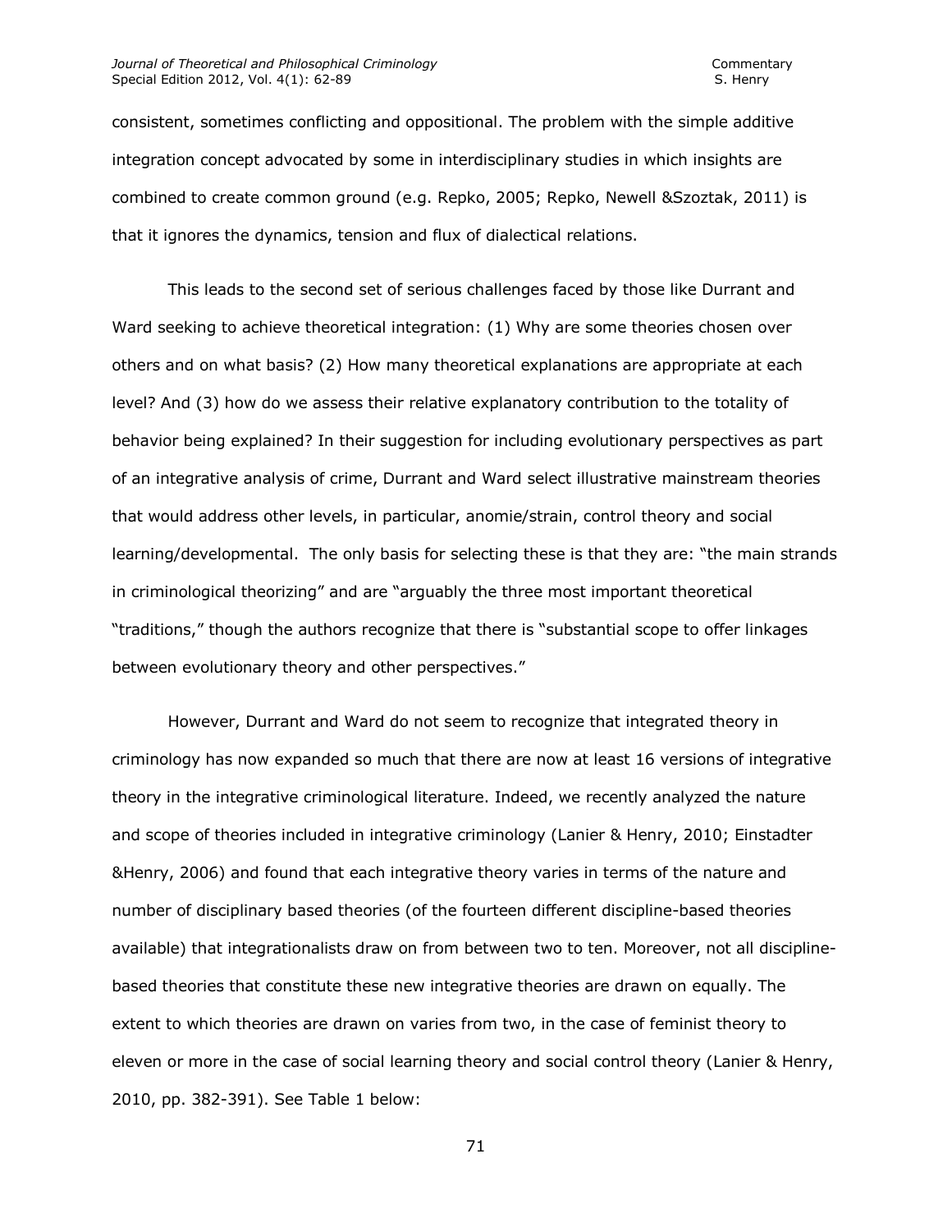consistent, sometimes conflicting and oppositional. The problem with the simple additive integration concept advocated by some in interdisciplinary studies in which insights are combined to create common ground (e.g. Repko, 2005; Repko, Newell &Szoztak, 2011) is that it ignores the dynamics, tension and flux of dialectical relations.

This leads to the second set of serious challenges faced by those like Durrant and Ward seeking to achieve theoretical integration: (1) Why are some theories chosen over others and on what basis? (2) How many theoretical explanations are appropriate at each level? And (3) how do we assess their relative explanatory contribution to the totality of behavior being explained? In their suggestion for including evolutionary perspectives as part of an integrative analysis of crime, Durrant and Ward select illustrative mainstream theories that would address other levels, in particular, anomie/strain, control theory and social learning/developmental. The only basis for selecting these is that they are: "the main strands in criminological theorizing" and are "arguably the three most important theoretical "traditions," though the authors recognize that there is "substantial scope to offer linkages between evolutionary theory and other perspectives."

However, Durrant and Ward do not seem to recognize that integrated theory in criminology has now expanded so much that there are now at least 16 versions of integrative theory in the integrative criminological literature. Indeed, we recently analyzed the nature and scope of theories included in integrative criminology (Lanier & Henry, 2010; Einstadter &Henry, 2006) and found that each integrative theory varies in terms of the nature and number of disciplinary based theories (of the fourteen different discipline-based theories available) that integrationalists draw on from between two to ten. Moreover, not all discipline-based theories that constitute these new integrative theories are drawn on equally. The extent to which theories are drawn on varies from two, in the case of feminist theory to eleven or more in the case of social learning theory and social control theory (Lanier & Henry, 2010, pp. 382-391). See Table 1 below: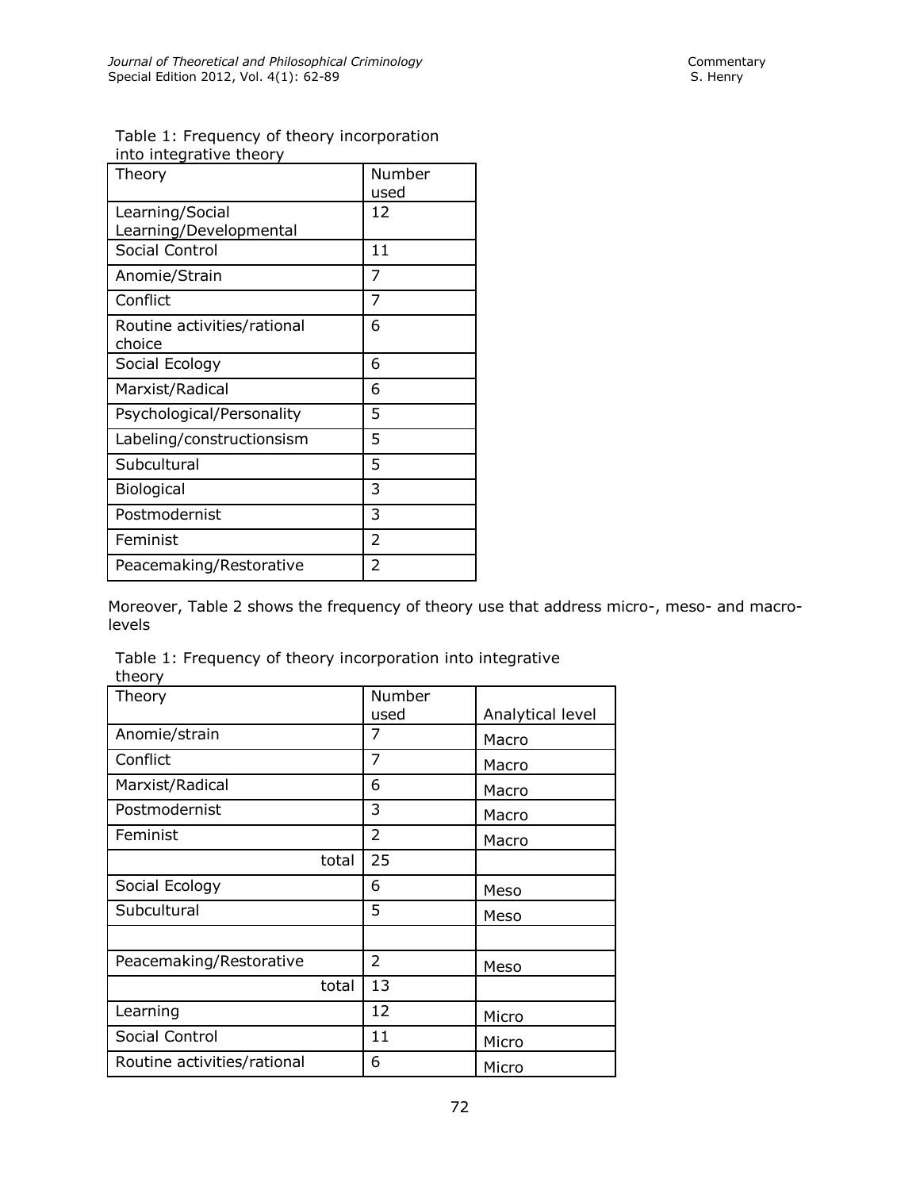Table 1: Frequency of theory incorporation into integrative theory

| Theory | Number used |
|---|---|
| Learning/Social Learning/Developmental | 12 |
| Social Control | 11 |
| Anomie/Strain | 7 |
| Conflict | 7 |
| Routine activities/rational choice | 6 |
| Social Ecology | 6 |
| Marxist/Radical | 6 |
| Psychological/Personality | 5 |
| Labeling/constructionsism | 5 |
| Subcultural | 5 |
| Biological | 3 |
| Postmodernist | 3 |
| Feminist | 2 |
| Peacemaking/Restorative | 2 |

Moreover, Table 2 shows the frequency of theory use that address micro-, meso- and macro-levels

Table 1: Frequency of theory incorporation into integrative theory

| Theory | Number used | Analytical level |
|---|---|---|
| Anomie/strain | 7 | Macro |
| Conflict | 7 | Macro |
| Marxist/Radical | 6 | Macro |
| Postmodernist | 3 | Macro |
| Feminist | 2 | Macro |
| total | 25 | |
| Social Ecology | 6 | Meso |
| Subcultural | 5 | Meso |
| | | |
| Peacemaking/Restorative | 2 | Meso |
| total | 13 | |
| Learning | 12 | Micro |
| Social Control | 11 | Micro |
| Routine activities/rational | 6 | Micro |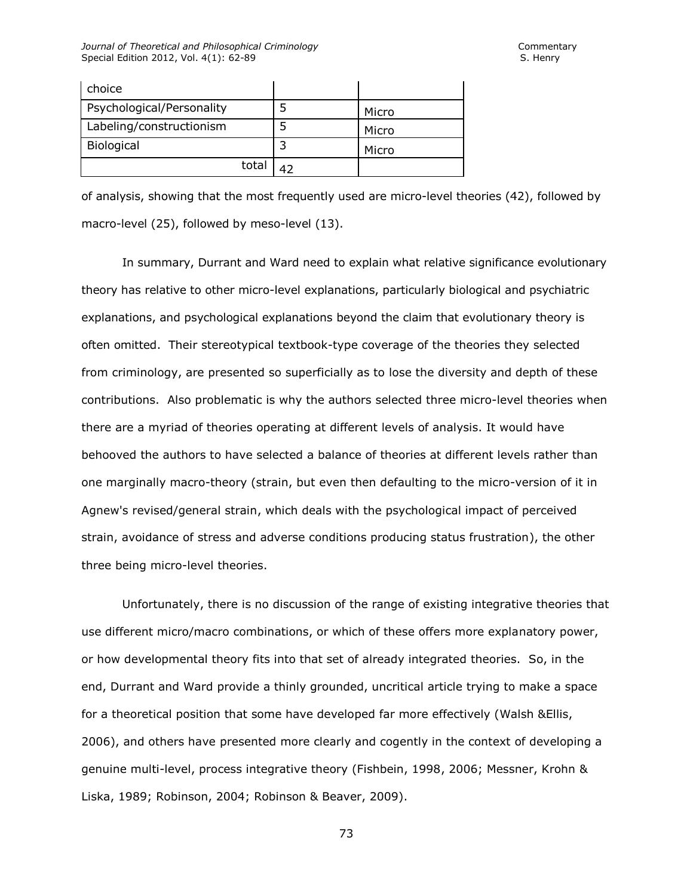| choice | | |
|---|---|---|
| Psychological/Personality | 5 | Micro |
| Labeling/constructionism | 5 | Micro |
| Biological | 3 | Micro |
| total | 42 | |

of analysis, showing that the most frequently used are micro-level theories (42), followed by macro-level (25), followed by meso-level (13).

In summary, Durrant and Ward need to explain what relative significance evolutionary theory has relative to other micro-level explanations, particularly biological and psychiatric explanations, and psychological explanations beyond the claim that evolutionary theory is often omitted. Their stereotypical textbook-type coverage of the theories they selected from criminology, are presented so superficially as to lose the diversity and depth of these contributions. Also problematic is why the authors selected three micro-level theories when there are a myriad of theories operating at different levels of analysis. It would have behooved the authors to have selected a balance of theories at different levels rather than one marginally macro-theory (strain, but even then defaulting to the micro-version of it in Agnew's revised/general strain, which deals with the psychological impact of perceived strain, avoidance of stress and adverse conditions producing status frustration), the other three being micro-level theories.

Unfortunately, there is no discussion of the range of existing integrative theories that use different micro/macro combinations, or which of these offers more explanatory power, or how developmental theory fits into that set of already integrated theories. So, in the end, Durrant and Ward provide a thinly grounded, uncritical article trying to make a space for a theoretical position that some have developed far more effectively (Walsh &Ellis, 2006), and others have presented more clearly and cogently in the context of developing a genuine multi-level, process integrative theory (Fishbein, 1998, 2006; Messner, Krohn & Liska, 1989; Robinson, 2004; Robinson & Beaver, 2009).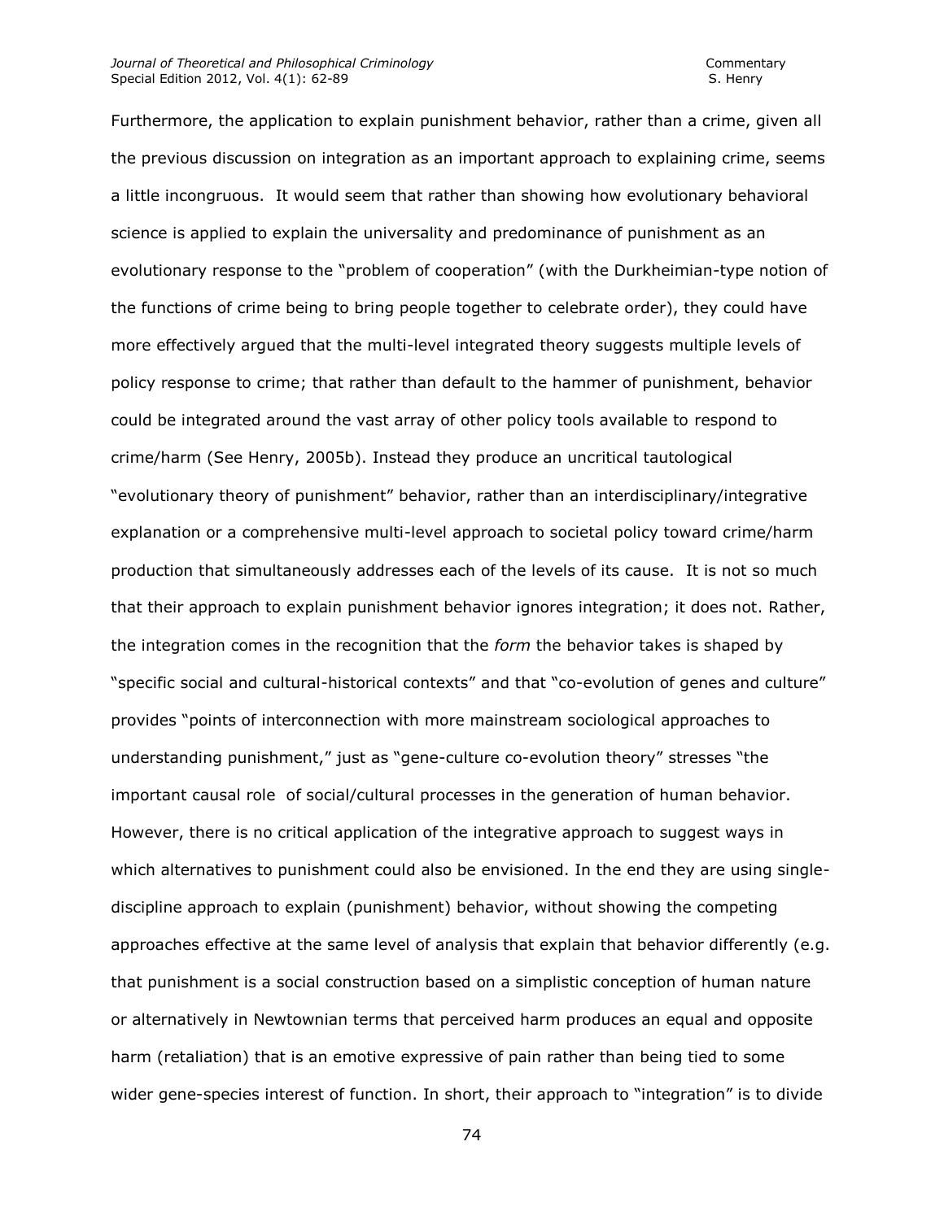Furthermore, the application to explain punishment behavior, rather than a crime, given all the previous discussion on integration as an important approach to explaining crime, seems a little incongruous. It would seem that rather than showing how evolutionary behavioral science is applied to explain the universality and predominance of punishment as an evolutionary response to the "problem of cooperation" (with the Durkheimian-type notion of the functions of crime being to bring people together to celebrate order), they could have more effectively argued that the multi-level integrated theory suggests multiple levels of policy response to crime; that rather than default to the hammer of punishment, behavior could be integrated around the vast array of other policy tools available to respond to crime/harm (See Henry, 2005b). Instead they produce an uncritical tautological "evolutionary theory of punishment" behavior, rather than an interdisciplinary/integrative explanation or a comprehensive multi-level approach to societal policy toward crime/harm production that simultaneously addresses each of the levels of its cause. It is not so much that their approach to explain punishment behavior ignores integration; it does not. Rather, the integration comes in the recognition that the *form* the behavior takes is shaped by "specific social and cultural-historical contexts" and that "co-evolution of genes and culture" provides "points of interconnection with more mainstream sociological approaches to understanding punishment," just as "gene-culture co-evolution theory" stresses "the important causal role of social/cultural processes in the generation of human behavior. However, there is no critical application of the integrative approach to suggest ways in which alternatives to punishment could also be envisioned. In the end they are using single-discipline approach to explain (punishment) behavior, without showing the competing approaches effective at the same level of analysis that explain that behavior differently (e.g. that punishment is a social construction based on a simplistic conception of human nature or alternatively in Newtownian terms that perceived harm produces an equal and opposite harm (retaliation) that is an emotive expressive of pain rather than being tied to some wider gene-species interest of function. In short, their approach to "integration" is to divide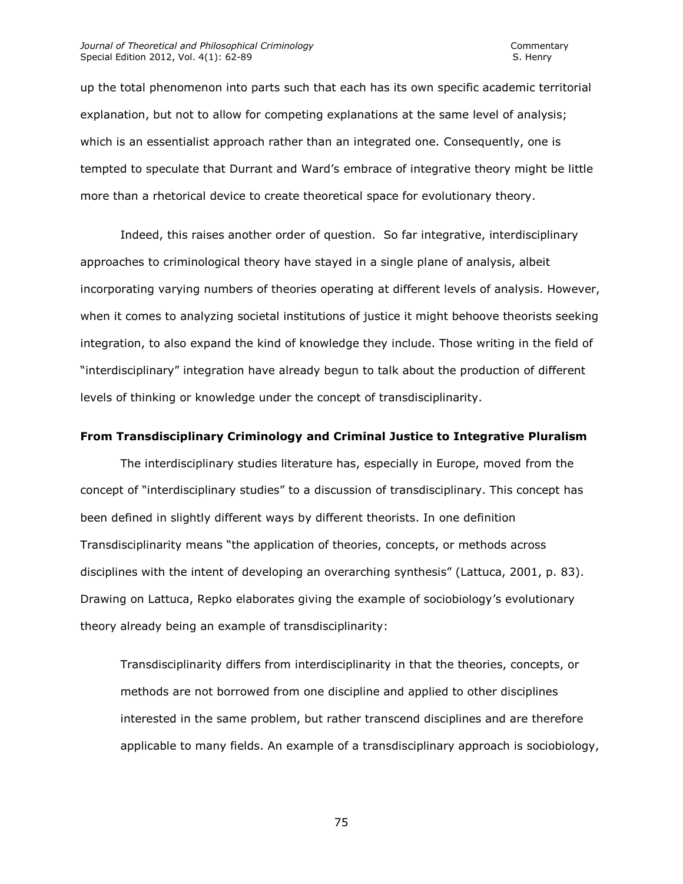up the total phenomenon into parts such that each has its own specific academic territorial explanation, but not to allow for competing explanations at the same level of analysis; which is an essentialist approach rather than an integrated one. Consequently, one is tempted to speculate that Durrant and Ward's embrace of integrative theory might be little more than a rhetorical device to create theoretical space for evolutionary theory.

Indeed, this raises another order of question. So far integrative, interdisciplinary approaches to criminological theory have stayed in a single plane of analysis, albeit incorporating varying numbers of theories operating at different levels of analysis. However, when it comes to analyzing societal institutions of justice it might behoove theorists seeking integration, to also expand the kind of knowledge they include. Those writing in the field of "interdisciplinary" integration have already begun to talk about the production of different levels of thinking or knowledge under the concept of transdisciplinarity.

## From Transdisciplinary Criminology and Criminal Justice to Integrative Pluralism

The interdisciplinary studies literature has, especially in Europe, moved from the concept of "interdisciplinary studies" to a discussion of transdisciplinary. This concept has been defined in slightly different ways by different theorists. In one definition Transdisciplinarity means "the application of theories, concepts, or methods across disciplines with the intent of developing an overarching synthesis" (Lattuca, 2001, p. 83). Drawing on Lattuca, Repko elaborates giving the example of sociobiology's evolutionary theory already being an example of transdisciplinarity:

> Transdisciplinarity differs from interdisciplinarity in that the theories, concepts, or methods are not borrowed from one discipline and applied to other disciplines interested in the same problem, but rather transcend disciplines and are therefore applicable to many fields. An example of a transdisciplinary approach is sociobiology,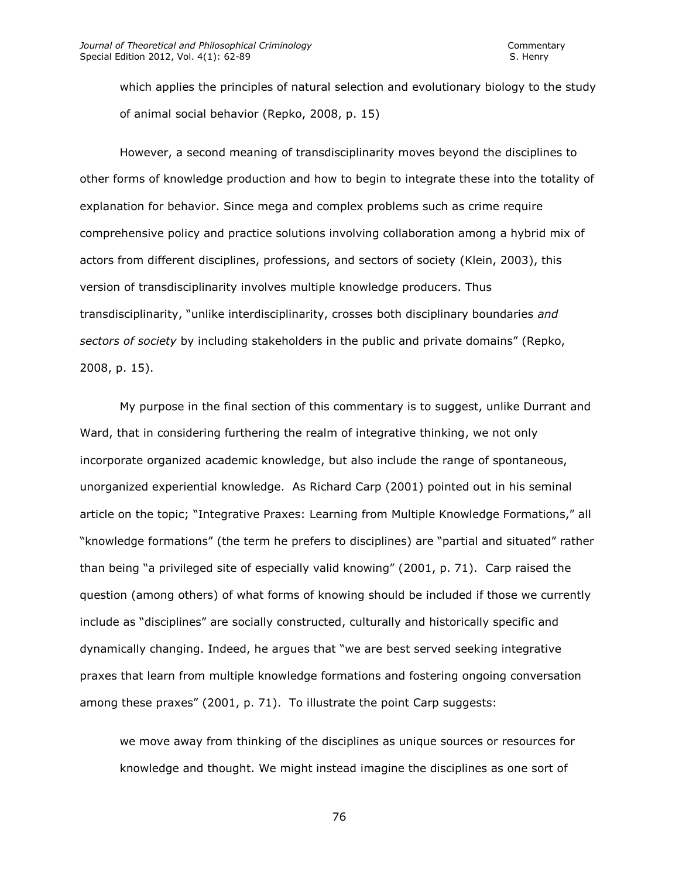> which applies the principles of natural selection and evolutionary biology to the study of animal social behavior (Repko, 2008, p. 15)

However, a second meaning of transdisciplinarity moves beyond the disciplines to other forms of knowledge production and how to begin to integrate these into the totality of explanation for behavior. Since mega and complex problems such as crime require comprehensive policy and practice solutions involving collaboration among a hybrid mix of actors from different disciplines, professions, and sectors of society (Klein, 2003), this version of transdisciplinarity involves multiple knowledge producers. Thus transdisciplinarity, "unlike interdisciplinarity, crosses both disciplinary boundaries *and sectors of society* by including stakeholders in the public and private domains" (Repko, 2008, p. 15).

My purpose in the final section of this commentary is to suggest, unlike Durrant and Ward, that in considering furthering the realm of integrative thinking, we not only incorporate organized academic knowledge, but also include the range of spontaneous, unorganized experiential knowledge. As Richard Carp (2001) pointed out in his seminal article on the topic; "Integrative Praxes: Learning from Multiple Knowledge Formations," all "knowledge formations" (the term he prefers to disciplines) are "partial and situated" rather than being "a privileged site of especially valid knowing" (2001, p. 71). Carp raised the question (among others) of what forms of knowing should be included if those we currently include as "disciplines" are socially constructed, culturally and historically specific and dynamically changing. Indeed, he argues that "we are best served seeking integrative praxes that learn from multiple knowledge formations and fostering ongoing conversation among these praxes" (2001, p. 71). To illustrate the point Carp suggests:

> we move away from thinking of the disciplines as unique sources or resources for knowledge and thought. We might instead imagine the disciplines as one sort of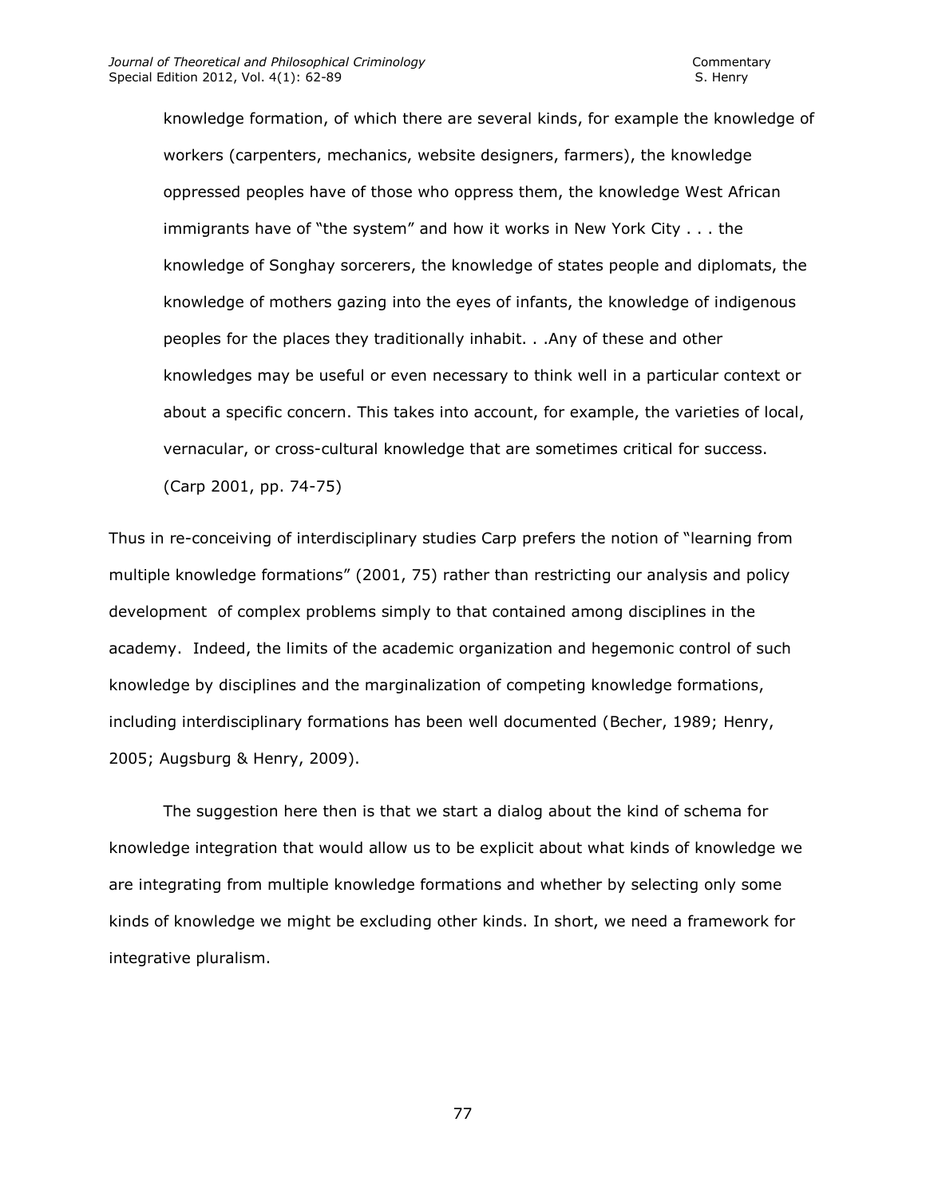> knowledge formation, of which there are several kinds, for example the knowledge of workers (carpenters, mechanics, website designers, farmers), the knowledge oppressed peoples have of those who oppress them, the knowledge West African immigrants have of "the system" and how it works in New York City . . . the knowledge of Songhay sorcerers, the knowledge of states people and diplomats, the knowledge of mothers gazing into the eyes of infants, the knowledge of indigenous peoples for the places they traditionally inhabit. . .Any of these and other knowledges may be useful or even necessary to think well in a particular context or about a specific concern. This takes into account, for example, the varieties of local, vernacular, or cross-cultural knowledge that are sometimes critical for success. (Carp 2001, pp. 74-75)

Thus in re-conceiving of interdisciplinary studies Carp prefers the notion of "learning from multiple knowledge formations" (2001, 75) rather than restricting our analysis and policy development of complex problems simply to that contained among disciplines in the academy. Indeed, the limits of the academic organization and hegemonic control of such knowledge by disciplines and the marginalization of competing knowledge formations, including interdisciplinary formations has been well documented (Becher, 1989; Henry, 2005; Augsburg & Henry, 2009).

The suggestion here then is that we start a dialog about the kind of schema for knowledge integration that would allow us to be explicit about what kinds of knowledge we are integrating from multiple knowledge formations and whether by selecting only some kinds of knowledge we might be excluding other kinds. In short, we need a framework for integrative pluralism.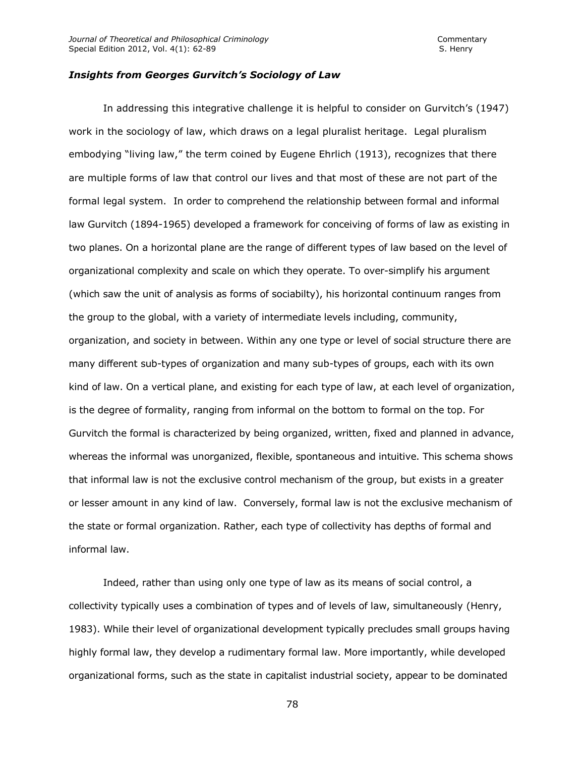### *Insights from Georges Gurvitch's Sociology of Law*

In addressing this integrative challenge it is helpful to consider on Gurvitch's (1947) work in the sociology of law, which draws on a legal pluralist heritage. Legal pluralism embodying "living law," the term coined by Eugene Ehrlich (1913), recognizes that there are multiple forms of law that control our lives and that most of these are not part of the formal legal system. In order to comprehend the relationship between formal and informal law Gurvitch (1894-1965) developed a framework for conceiving of forms of law as existing in two planes. On a horizontal plane are the range of different types of law based on the level of organizational complexity and scale on which they operate. To over-simplify his argument (which saw the unit of analysis as forms of sociabilty), his horizontal continuum ranges from the group to the global, with a variety of intermediate levels including, community, organization, and society in between. Within any one type or level of social structure there are many different sub-types of organization and many sub-types of groups, each with its own kind of law. On a vertical plane, and existing for each type of law, at each level of organization, is the degree of formality, ranging from informal on the bottom to formal on the top. For Gurvitch the formal is characterized by being organized, written, fixed and planned in advance, whereas the informal was unorganized, flexible, spontaneous and intuitive. This schema shows that informal law is not the exclusive control mechanism of the group, but exists in a greater or lesser amount in any kind of law. Conversely, formal law is not the exclusive mechanism of the state or formal organization. Rather, each type of collectivity has depths of formal and informal law.

Indeed, rather than using only one type of law as its means of social control, a collectivity typically uses a combination of types and of levels of law, simultaneously (Henry, 1983). While their level of organizational development typically precludes small groups having highly formal law, they develop a rudimentary formal law. More importantly, while developed organizational forms, such as the state in capitalist industrial society, appear to be dominated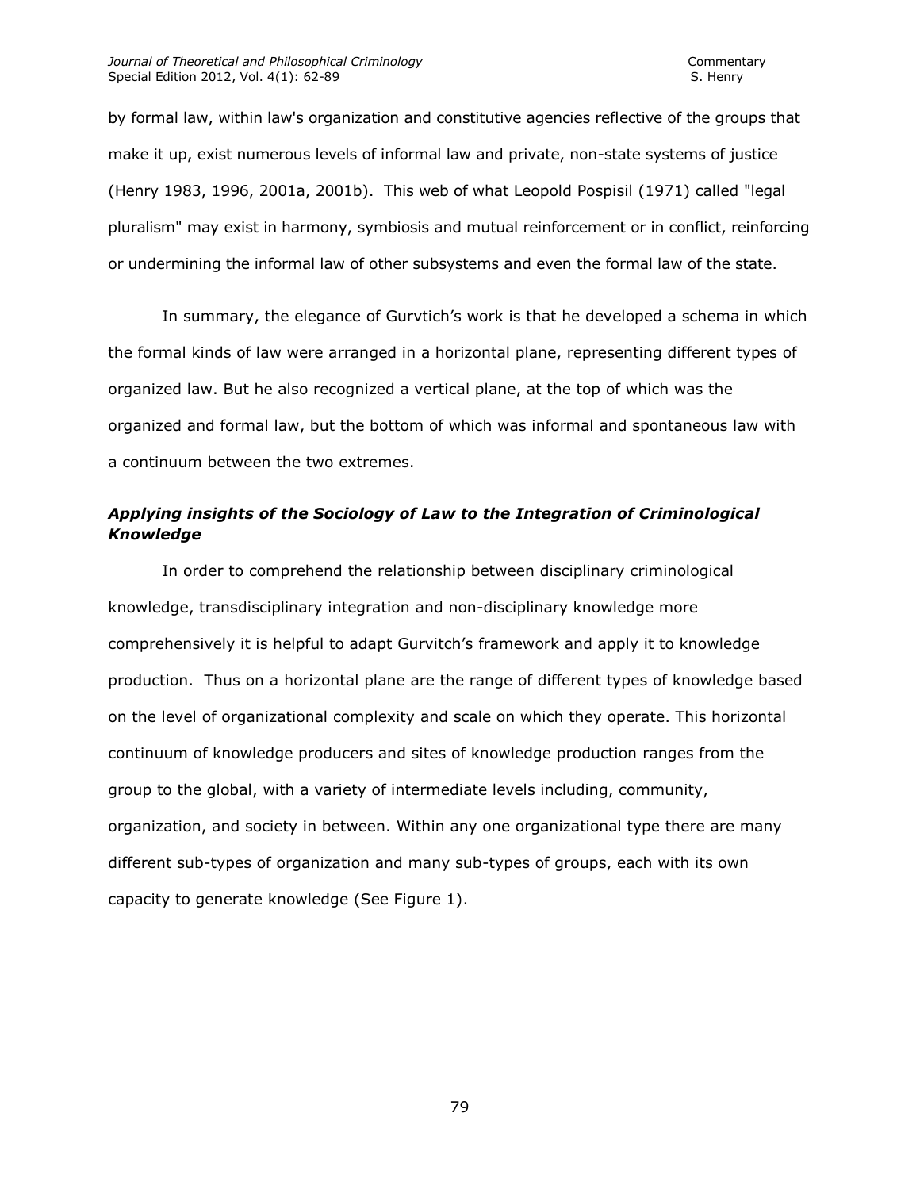by formal law, within law's organization and constitutive agencies reflective of the groups that make it up, exist numerous levels of informal law and private, non-state systems of justice (Henry 1983, 1996, 2001a, 2001b). This web of what Leopold Pospisil (1971) called "legal pluralism" may exist in harmony, symbiosis and mutual reinforcement or in conflict, reinforcing or undermining the informal law of other subsystems and even the formal law of the state.

In summary, the elegance of Gurvtich's work is that he developed a schema in which the formal kinds of law were arranged in a horizontal plane, representing different types of organized law. But he also recognized a vertical plane, at the top of which was the organized and formal law, but the bottom of which was informal and spontaneous law with a continuum between the two extremes.

### *Applying insights of the Sociology of Law to the Integration of Criminological Knowledge*

In order to comprehend the relationship between disciplinary criminological knowledge, transdisciplinary integration and non-disciplinary knowledge more comprehensively it is helpful to adapt Gurvtich's framework and apply it to knowledge production. Thus on a horizontal plane are the range of different types of knowledge based on the level of organizational complexity and scale on which they operate. This horizontal continuum of knowledge producers and sites of knowledge production ranges from the group to the global, with a variety of intermediate levels including, community, organization, and society in between. Within any one organizational type there are many different sub-types of organization and many sub-types of groups, each with its own capacity to generate knowledge (See Figure 1).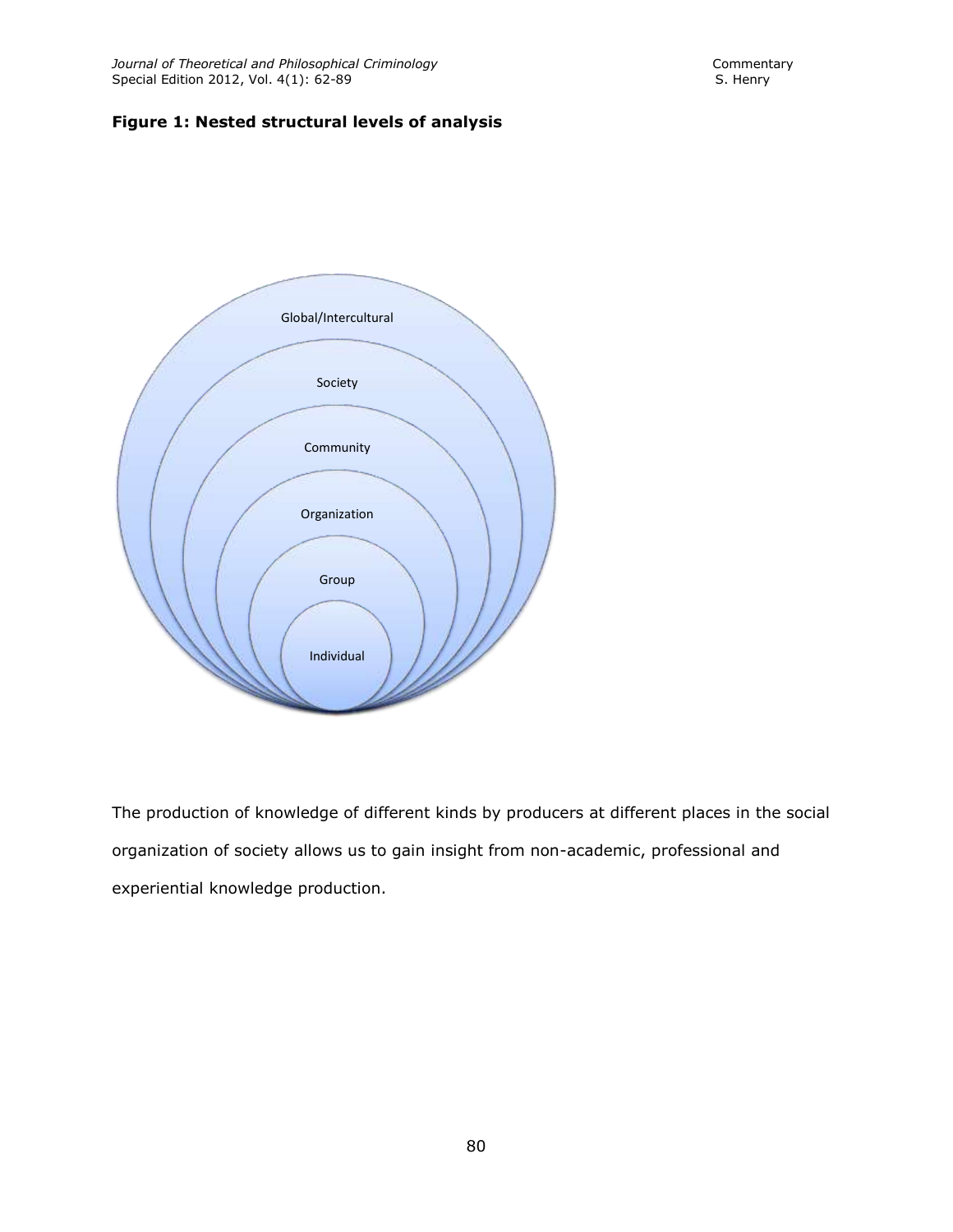**Figure 1: Nested structural levels of analysis**

Global/Intercultural

Society

Community

Organization

Group

Individual

The production of knowledge of different kinds by producers at different places in the social organization of society allows us to gain insight from non-academic, professional and experiential knowledge production.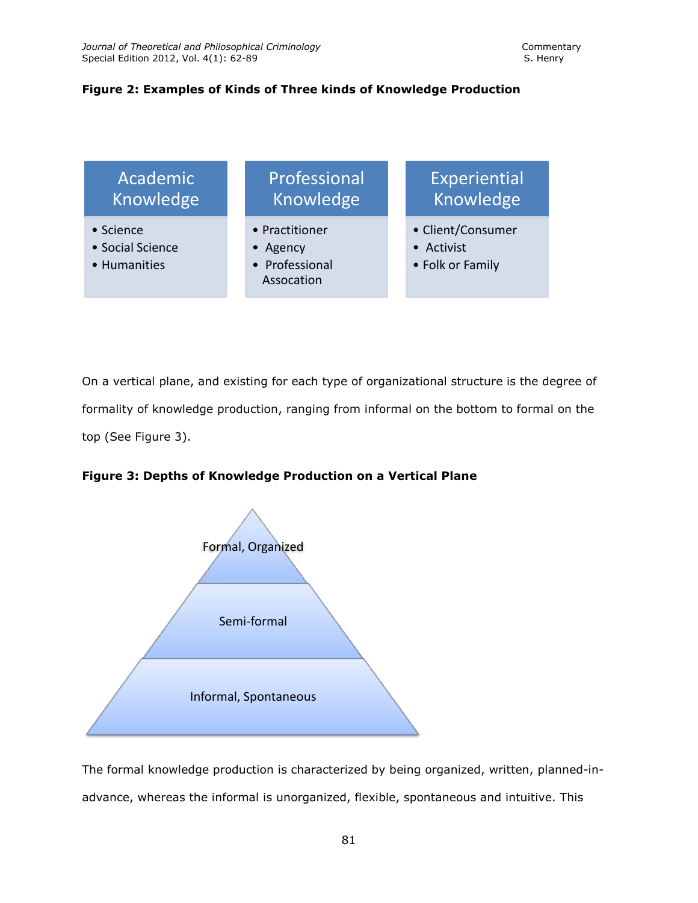**Figure 2: Examples of Kinds of Three kinds of Knowledge Production**

| Academic Knowledge | Professional Knowledge | Experiential Knowledge |
| --- | --- | --- |
| • Science<br>• Social Science<br>• Humanities | • Practitioner<br>• Agency<br>• Professional Assocation | • Client/Consumer<br>• Activist<br>• Folk or Family |

On a vertical plane, and existing for each type of organizational structure is the degree of formality of knowledge production, ranging from informal on the bottom to formal on the top (See Figure 3).

**Figure 3: Depths of Knowledge Production on a Vertical Plane**

- Formal, Organized
- Semi-formal
- Informal, Spontaneous

The formal knowledge production is characterized by being organized, written, planned-in-advance, whereas the informal is unorganized, flexible, spontaneous and intuitive. This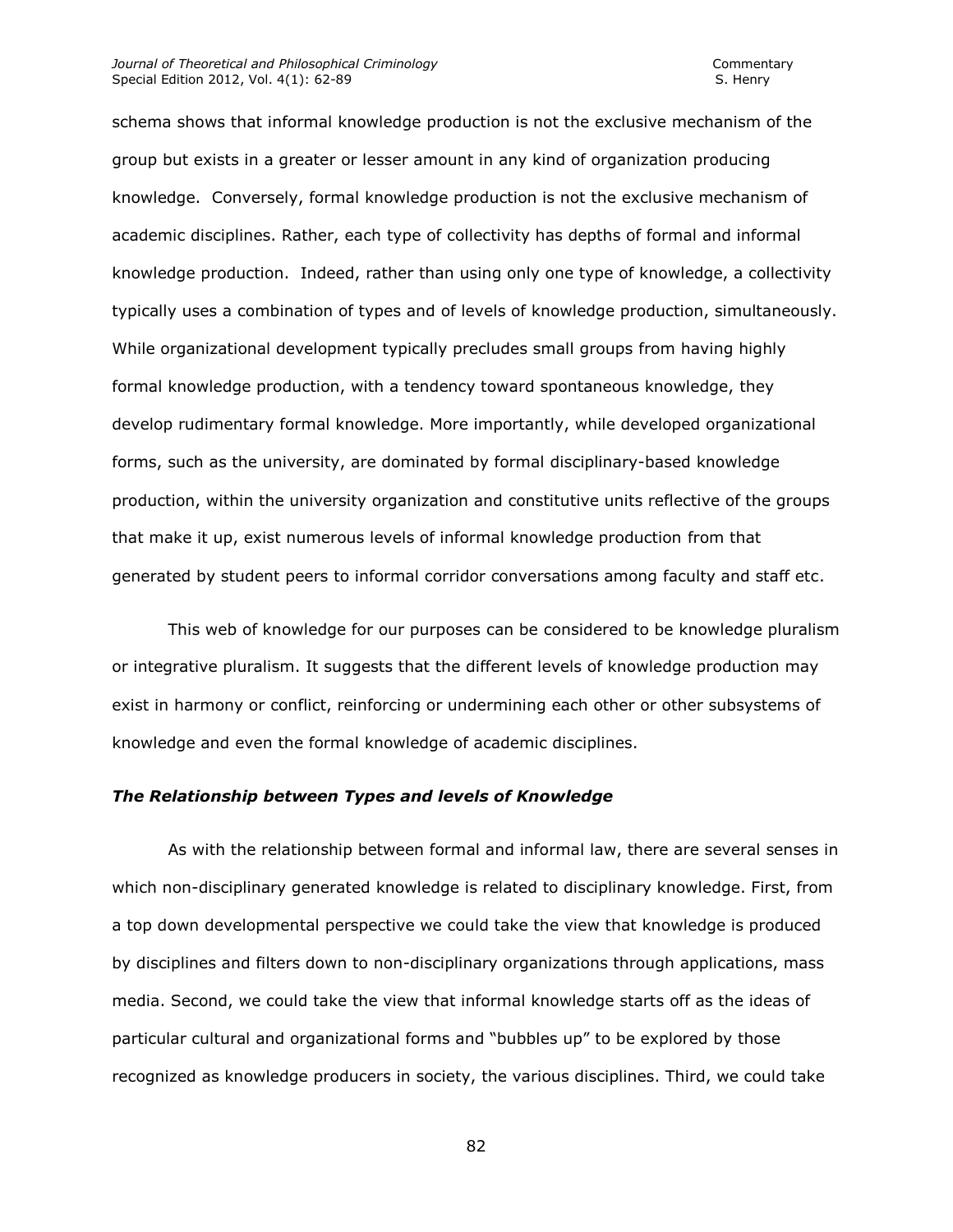schema shows that informal knowledge production is not the exclusive mechanism of the group but exists in a greater or lesser amount in any kind of organization producing knowledge. Conversely, formal knowledge production is not the exclusive mechanism of academic disciplines. Rather, each type of collectivity has depths of formal and informal knowledge production. Indeed, rather than using only one type of knowledge, a collectivity typically uses a combination of types and of levels of knowledge production, simultaneously. While organizational development typically precludes small groups from having highly formal knowledge production, with a tendency toward spontaneous knowledge, they develop rudimentary formal knowledge. More importantly, while developed organizational forms, such as the university, are dominated by formal disciplinary-based knowledge production, within the university organization and constitutive units reflective of the groups that make it up, exist numerous levels of informal knowledge production from that generated by student peers to informal corridor conversations among faculty and staff etc.

This web of knowledge for our purposes can be considered to be knowledge pluralism or integrative pluralism. It suggests that the different levels of knowledge production may exist in harmony or conflict, reinforcing or undermining each other or other subsystems of knowledge and even the formal knowledge of academic disciplines.

### *The Relationship between Types and levels of Knowledge*

As with the relationship between formal and informal law, there are several senses in which non-disciplinary generated knowledge is related to disciplinary knowledge. First, from a top down developmental perspective we could take the view that knowledge is produced by disciplines and filters down to non-disciplinary organizations through applications, mass media. Second, we could take the view that informal knowledge starts off as the ideas of particular cultural and organizational forms and "bubbles up" to be explored by those recognized as knowledge producers in society, the various disciplines. Third, we could take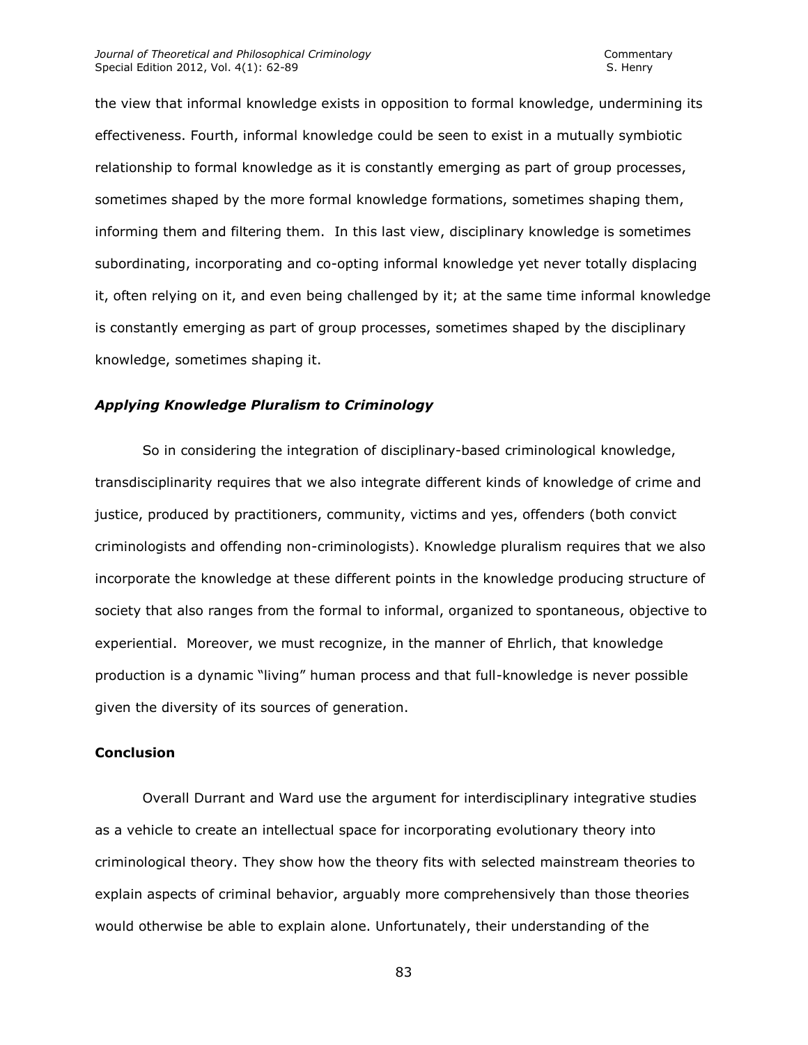the view that informal knowledge exists in opposition to formal knowledge, undermining its effectiveness. Fourth, informal knowledge could be seen to exist in a mutually symbiotic relationship to formal knowledge as it is constantly emerging as part of group processes, sometimes shaped by the more formal knowledge formations, sometimes shaping them, informing them and filtering them. In this last view, disciplinary knowledge is sometimes subordinating, incorporating and co-opting informal knowledge yet never totally displacing it, often relying on it, and even being challenged by it; at the same time informal knowledge is constantly emerging as part of group processes, sometimes shaped by the disciplinary knowledge, sometimes shaping it.

### *Applying Knowledge Pluralism to Criminology*

So in considering the integration of disciplinary-based criminological knowledge, transdisciplinarity requires that we also integrate different kinds of knowledge of crime and justice, produced by practitioners, community, victims and yes, offenders (both convict criminologists and offending non-criminologists). Knowledge pluralism requires that we also incorporate the knowledge at these different points in the knowledge producing structure of society that also ranges from the formal to informal, organized to spontaneous, objective to experiential. Moreover, we must recognize, in the manner of Ehrlich, that knowledge production is a dynamic "living" human process and that full-knowledge is never possible given the diversity of its sources of generation.

## **Conclusion**

Overall Durrant and Ward use the argument for interdisciplinary integrative studies as a vehicle to create an intellectual space for incorporating evolutionary theory into criminological theory. They show how the theory fits with selected mainstream theories to explain aspects of criminal behavior, arguably more comprehensively than those theories would otherwise be able to explain alone. Unfortunately, their understanding of the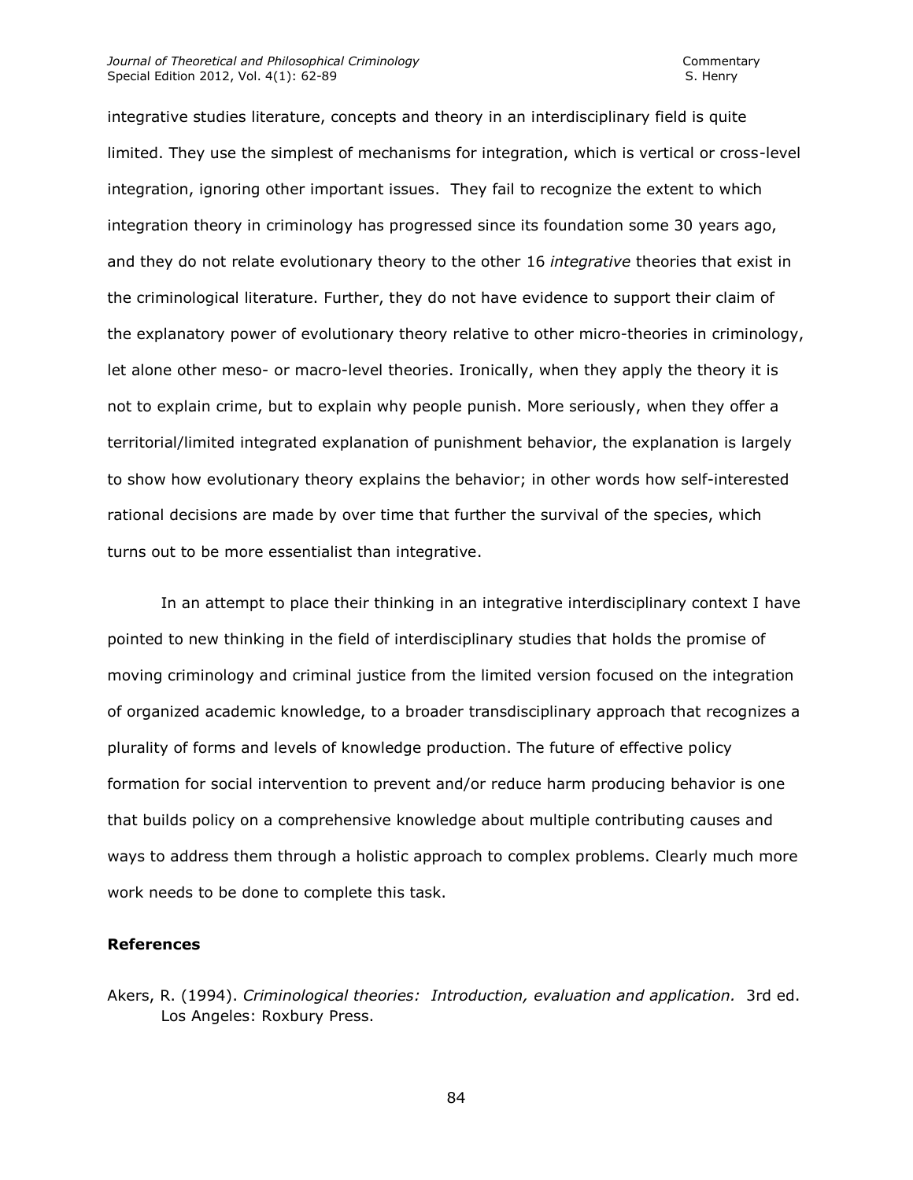integrative studies literature, concepts and theory in an interdisciplinary field is quite limited. They use the simplest of mechanisms for integration, which is vertical or cross-level integration, ignoring other important issues. They fail to recognize the extent to which integration theory in criminology has progressed since its foundation some 30 years ago, and they do not relate evolutionary theory to the other 16 *integrative* theories that exist in the criminological literature. Further, they do not have evidence to support their claim of the explanatory power of evolutionary theory relative to other micro-theories in criminology, let alone other meso- or macro-level theories. Ironically, when they apply the theory it is not to explain crime, but to explain why people punish. More seriously, when they offer a territorial/limited integrated explanation of punishment behavior, the explanation is largely to show how evolutionary theory explains the behavior; in other words how self-interested rational decisions are made by over time that further the survival of the species, which turns out to be more essentialist than integrative.

In an attempt to place their thinking in an integrative interdisciplinary context I have pointed to new thinking in the field of interdisciplinary studies that holds the promise of moving criminology and criminal justice from the limited version focused on the integration of organized academic knowledge, to a broader transdisciplinary approach that recognizes a plurality of forms and levels of knowledge production. The future of effective policy formation for social intervention to prevent and/or reduce harm producing behavior is one that builds policy on a comprehensive knowledge about multiple contributing causes and ways to address them through a holistic approach to complex problems. Clearly much more work needs to be done to complete this task.

**References**

Akers, R. (1994). *Criminological theories: Introduction, evaluation and application.* 3rd ed. Los Angeles: Roxbury Press.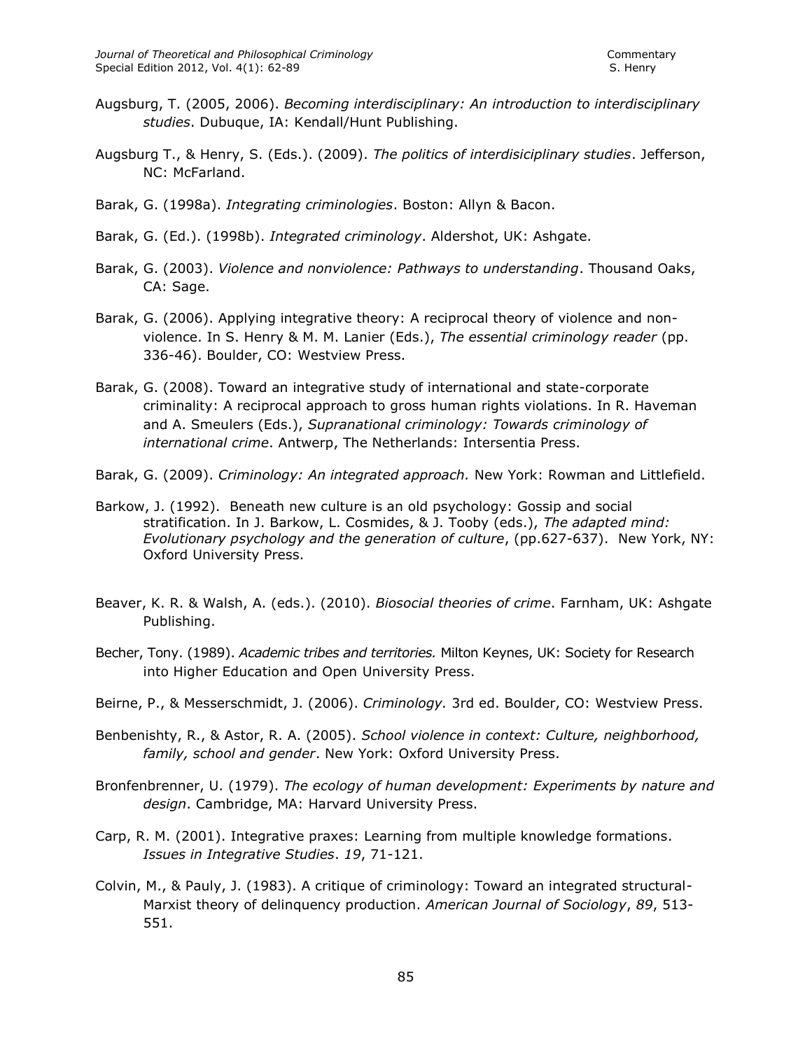Augsburg, T. (2005, 2006). *Becoming interdisciplinary: An introduction to interdisciplinary studies*. Dubuque, IA: Kendall/Hunt Publishing.

Augsburg T., & Henry, S. (Eds.). (2009). *The politics of interdisiciplinary studies*. Jefferson, NC: McFarland.

Barak, G. (1998a). *Integrating criminologies*. Boston: Allyn & Bacon.

Barak, G. (Ed.). (1998b). *Integrated criminology*. Aldershot, UK: Ashgate.

Barak, G. (2003). *Violence and nonviolence: Pathways to understanding*. Thousand Oaks, CA: Sage.

Barak, G. (2006). Applying integrative theory: A reciprocal theory of violence and non-violence. In S. Henry & M. M. Lanier (Eds.), *The essential criminology reader* (pp. 336-46). Boulder, CO: Westview Press.

Barak, G. (2008). Toward an integrative study of international and state-corporate criminality: A reciprocal approach to gross human rights violations. In R. Haveman and A. Smeulers (Eds.), *Supranational criminology: Towards criminology of international crime*. Antwerp, The Netherlands: Intersentia Press.

Barak, G. (2009). *Criminology: An integrated approach.* New York: Rowman and Littlefield.

Barkow, J. (1992). Beneath new culture is an old psychology: Gossip and social stratification. In J. Barkow, L. Cosmides, & J. Tooby (eds.), *The adapted mind: Evolutionary psychology and the generation of culture*, (pp.627-637). New York, NY: Oxford University Press.

Beaver, K. R. & Walsh, A. (eds.). (2010). *Biosocial theories of crime*. Farnham, UK: Ashgate Publishing.

Becher, Tony. (1989). *Academic tribes and territories.* Milton Keynes, UK: Society for Research into Higher Education and Open University Press.

Beirne, P., & Messerschmidt, J. (2006). *Criminology.* 3rd ed. Boulder, CO: Westview Press.

Benbenishty, R., & Astor, R. A. (2005). *School violence in context: Culture, neighborhood, family, school and gender*. New York: Oxford University Press.

Bronfenbrenner, U. (1979). *The ecology of human development: Experiments by nature and design*. Cambridge, MA: Harvard University Press.

Carp, R. M. (2001). Integrative praxes: Learning from multiple knowledge formations. *Issues in Integrative Studies*. *19*, 71-121.

Colvin, M., & Pauly, J. (1983). A critique of criminology: Toward an integrated structural-Marxist theory of delinquency production. *American Journal of Sociology*, *89*, 513-551.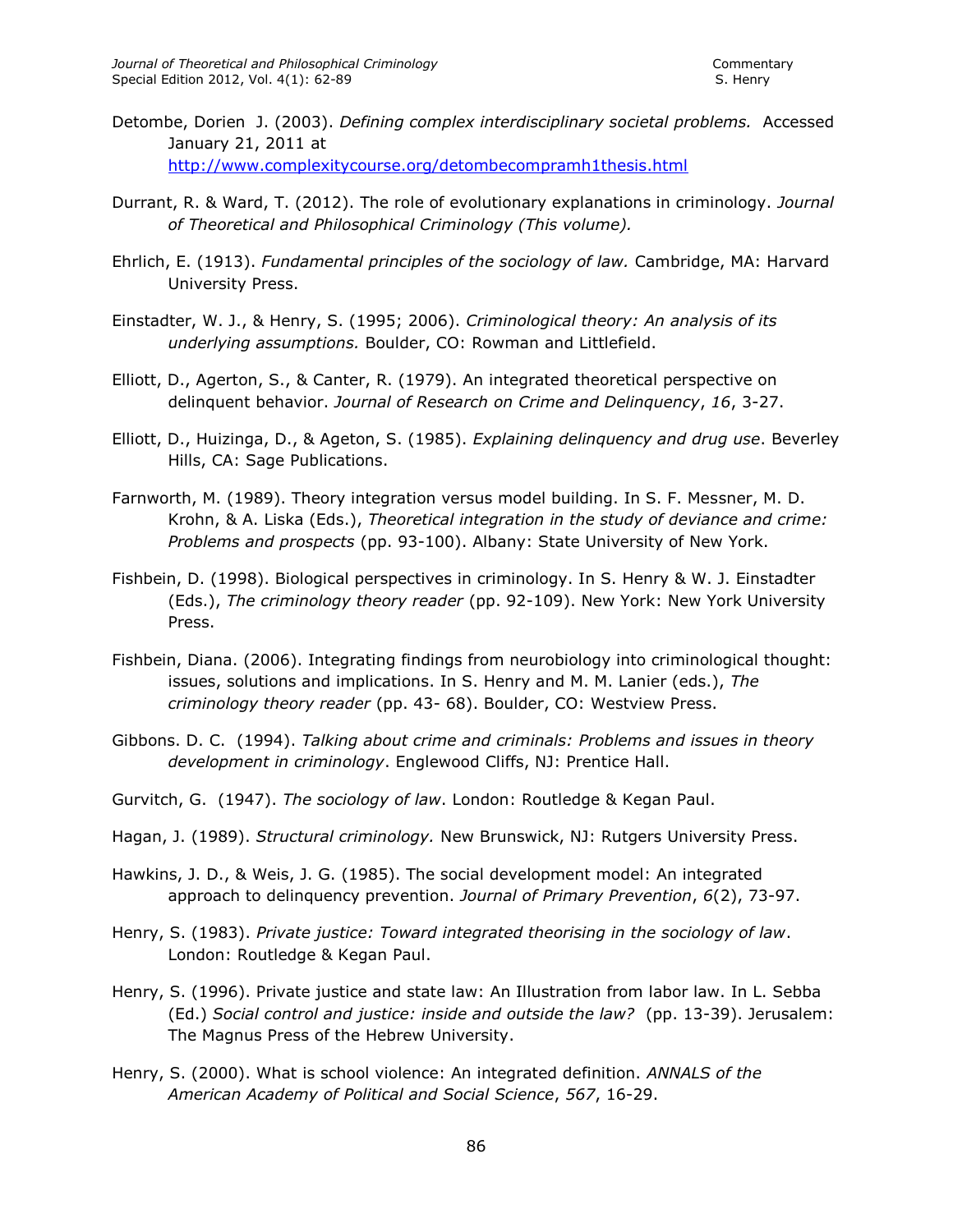Detombe, Dorien J. (2003). *Defining complex interdisciplinary societal problems.* Accessed January 21, 2011 at http://www.complexitycourse.org/detombecompramh1thesis.html

Durrant, R. & Ward, T. (2012). The role of evolutionary explanations in criminology. *Journal of Theoretical and Philosophical Criminology (This volume).*

Ehrlich, E. (1913). *Fundamental principles of the sociology of law.* Cambridge, MA: Harvard University Press.

Einstadter, W. J., & Henry, S. (1995; 2006). *Criminological theory: An analysis of its underlying assumptions.* Boulder, CO: Rowman and Littlefield.

Elliott, D., Agerton, S., & Canter, R. (1979). An integrated theoretical perspective on delinquent behavior. *Journal of Research on Crime and Delinquency*, *16*, 3-27.

Elliott, D., Huizinga, D., & Ageton, S. (1985). *Explaining delinquency and drug use*. Beverley Hills, CA: Sage Publications.

Farnworth, M. (1989). Theory integration versus model building. In S. F. Messner, M. D. Krohn, & A. Liska (Eds.), *Theoretical integration in the study of deviance and crime: Problems and prospects* (pp. 93-100). Albany: State University of New York.

Fishbein, D. (1998). Biological perspectives in criminology. In S. Henry & W. J. Einstadter (Eds.), *The criminology theory reader* (pp. 92-109). New York: New York University Press.

Fishbein, Diana. (2006). Integrating findings from neurobiology into criminological thought: issues, solutions and implications. In S. Henry and M. M. Lanier (eds.), *The criminology theory reader* (pp. 43- 68). Boulder, CO: Westview Press.

Gibbons. D. C. (1994). *Talking about crime and criminals: Problems and issues in theory development in criminology*. Englewood Cliffs, NJ: Prentice Hall.

Gurvitch, G. (1947). *The sociology of law*. London: Routledge & Kegan Paul.

Hagan, J. (1989). *Structural criminology.* New Brunswick, NJ: Rutgers University Press.

Hawkins, J. D., & Weis, J. G. (1985). The social development model: An integrated approach to delinquency prevention. *Journal of Primary Prevention*, *6*(2), 73-97.

Henry, S. (1983). *Private justice: Toward integrated theorising in the sociology of law*. London: Routledge & Kegan Paul.

Henry, S. (1996). Private justice and state law: An Illustration from labor law. In L. Sebba (Ed.) *Social control and justice: inside and outside the law?* (pp. 13-39). Jerusalem: The Magnus Press of the Hebrew University.

Henry, S. (2000). What is school violence: An integrated definition. *ANNALS of the American Academy of Political and Social Science*, *567*, 16-29.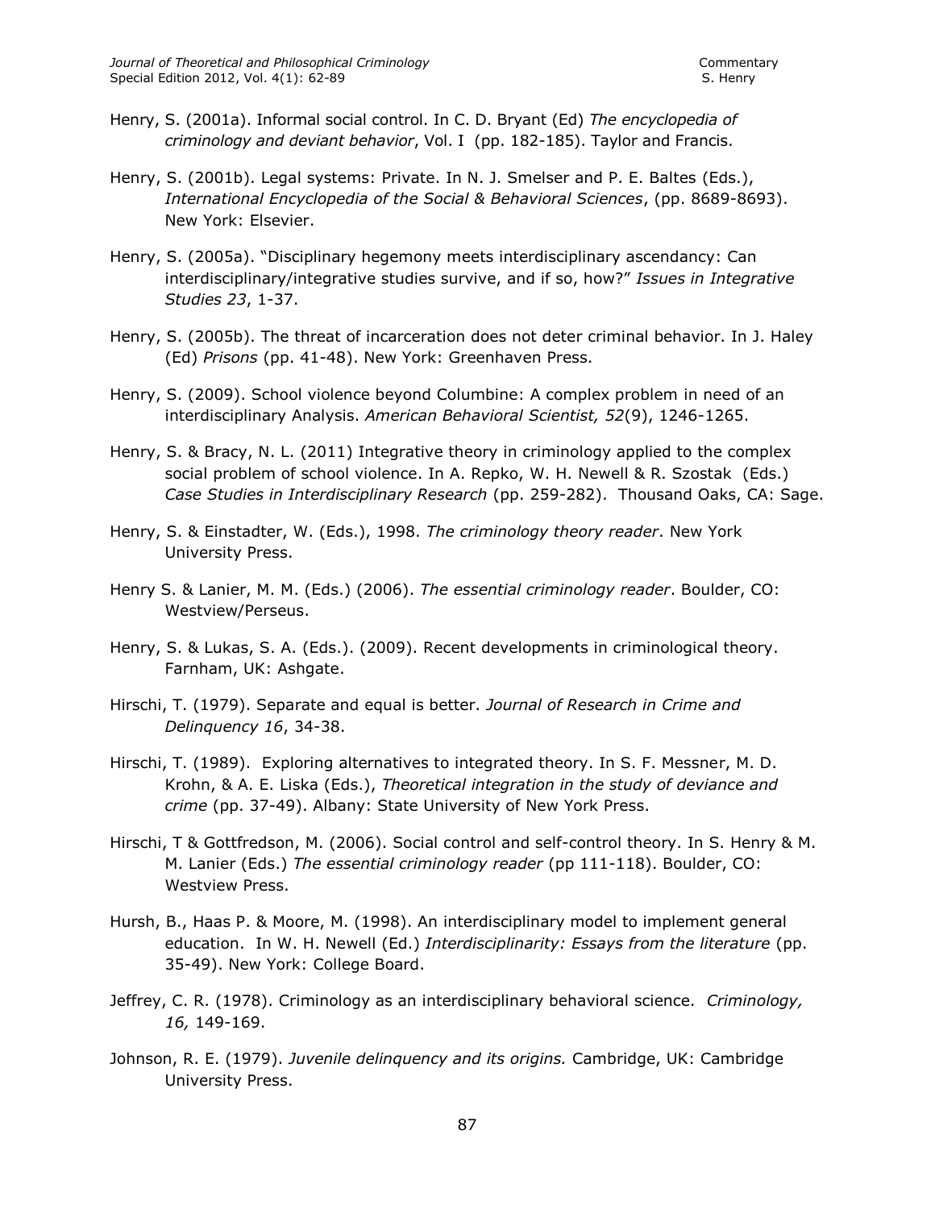Henry, S. (2001a). Informal social control. In C. D. Bryant (Ed) *The encyclopedia of criminology and deviant behavior*, Vol. I (pp. 182-185). Taylor and Francis.

Henry, S. (2001b). Legal systems: Private. In N. J. Smelser and P. E. Baltes (Eds.), *International Encyclopedia of the Social & Behavioral Sciences*, (pp. 8689-8693). New York: Elsevier.

Henry, S. (2005a). "Disciplinary hegemony meets interdisciplinary ascendancy: Can interdisciplinary/integrative studies survive, and if so, how?" *Issues in Integrative Studies 23*, 1-37.

Henry, S. (2005b). The threat of incarceration does not deter criminal behavior. In J. Haley (Ed) *Prisons* (pp. 41-48). New York: Greenhaven Press.

Henry, S. (2009). School violence beyond Columbine: A complex problem in need of an interdisciplinary Analysis. *American Behavioral Scientist, 52*(9), 1246-1265.

Henry, S. & Bracy, N. L. (2011) Integrative theory in criminology applied to the complex social problem of school violence. In A. Repko, W. H. Newell & R. Szostak (Eds.) *Case Studies in Interdisciplinary Research* (pp. 259-282). Thousand Oaks, CA: Sage.

Henry, S. & Einstadter, W. (Eds.), 1998. *The criminology theory reader*. New York University Press.

Henry S. & Lanier, M. M. (Eds.) (2006). *The essential criminology reader*. Boulder, CO: Westview/Perseus.

Henry, S. & Lukas, S. A. (Eds.). (2009). Recent developments in criminological theory. Farnham, UK: Ashgate.

Hirschi, T. (1979). Separate and equal is better. *Journal of Research in Crime and Delinquency 16*, 34-38.

Hirschi, T. (1989). Exploring alternatives to integrated theory. In S. F. Messner, M. D. Krohn, & A. E. Liska (Eds.), *Theoretical integration in the study of deviance and crime* (pp. 37-49). Albany: State University of New York Press.

Hirschi, T & Gottfredson, M. (2006). Social control and self-control theory. In S. Henry & M. M. Lanier (Eds.) *The essential criminology reader* (pp 111-118). Boulder, CO: Westview Press.

Hursh, B., Haas P. & Moore, M. (1998). An interdisciplinary model to implement general education. In W. H. Newell (Ed.) *Interdisciplinarity: Essays from the literature* (pp. 35-49). New York: College Board.

Jeffrey, C. R. (1978). Criminology as an interdisciplinary behavioral science. *Criminology, 16,* 149-169.

Johnson, R. E. (1979). *Juvenile delinquency and its origins.* Cambridge, UK: Cambridge University Press.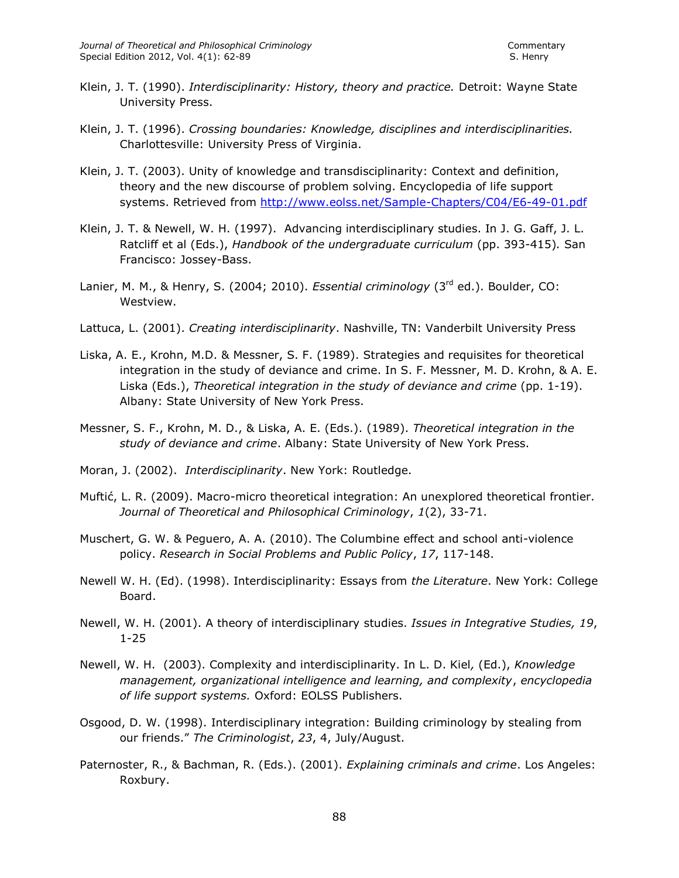Klein, J. T. (1990). *Interdisciplinarity: History, theory and practice.* Detroit: Wayne State University Press.

Klein, J. T. (1996). *Crossing boundaries: Knowledge, disciplines and interdisciplinarities.* Charlottesville: University Press of Virginia.

Klein, J. T. (2003). Unity of knowledge and transdisciplinarity: Context and definition, theory and the new discourse of problem solving. Encyclopedia of life support systems. Retrieved from http://www.eolss.net/Sample-Chapters/C04/E6-49-01.pdf

Klein, J. T. & Newell, W. H. (1997). Advancing interdisciplinary studies. In J. G. Gaff, J. L. Ratcliff et al (Eds.), *Handbook of the undergraduate curriculum* (pp. 393-415). San Francisco: Jossey-Bass.

Lanier, M. M., & Henry, S. (2004; 2010). *Essential criminology* (3rd ed.). Boulder, CO: Westview.

Lattuca, L. (2001). *Creating interdisciplinarity*. Nashville, TN: Vanderbilt University Press

Liska, A. E., Krohn, M.D. & Messner, S. F. (1989). Strategies and requisites for theoretical integration in the study of deviance and crime. In S. F. Messner, M. D. Krohn, & A. E. Liska (Eds.), *Theoretical integration in the study of deviance and crime* (pp. 1-19). Albany: State University of New York Press.

Messner, S. F., Krohn, M. D., & Liska, A. E. (Eds.). (1989). *Theoretical integration in the study of deviance and crime*. Albany: State University of New York Press.

Moran, J. (2002). *Interdisciplinarity*. New York: Routledge.

Muftić, L. R. (2009). Macro-micro theoretical integration: An unexplored theoretical frontier. *Journal of Theoretical and Philosophical Criminology*, *1*(2), 33-71.

Muschert, G. W. & Peguero, A. A. (2010). The Columbine effect and school anti-violence policy. *Research in Social Problems and Public Policy*, *17*, 117-148.

Newell W. H. (Ed). (1998). Interdisciplinarity: Essays from *the Literature*. New York: College Board.

Newell, W. H. (2001). A theory of interdisciplinary studies. *Issues in Integrative Studies, 19*, 1-25

Newell, W. H. (2003). Complexity and interdisciplinarity. In L. D. Kiel*,* (Ed.), *Knowledge management, organizational intelligence and learning, and complexity*, *encyclopedia of life support systems.* Oxford: EOLSS Publishers.

Osgood, D. W. (1998). Interdisciplinary integration: Building criminology by stealing from our friends." *The Criminologist*, *23*, 4, July/August.

Paternoster, R., & Bachman, R. (Eds.). (2001). *Explaining criminals and crime*. Los Angeles: Roxbury.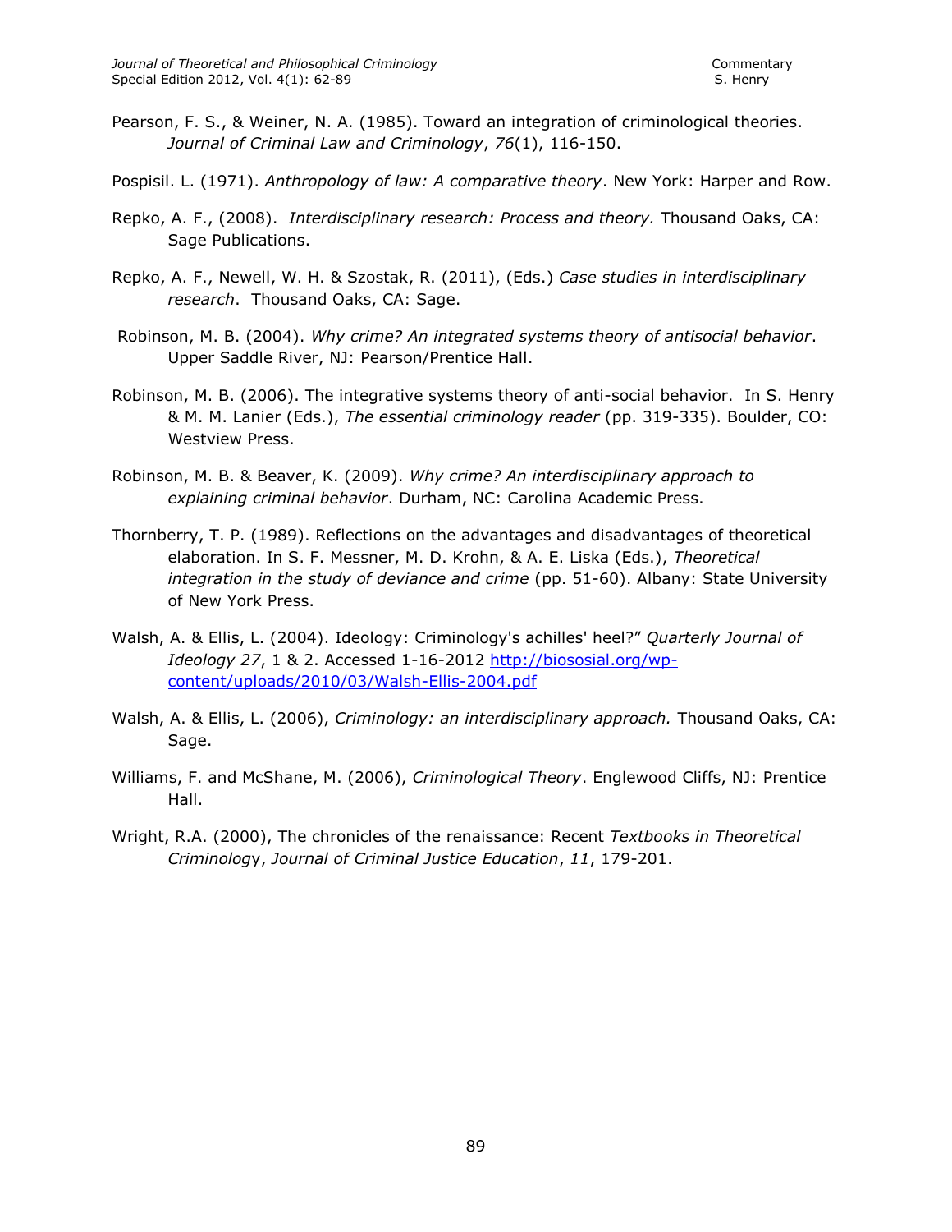Pearson, F. S., & Weiner, N. A. (1985). Toward an integration of criminological theories. *Journal of Criminal Law and Criminology*, *76*(1), 116-150.

Pospisil. L. (1971). *Anthropology of law: A comparative theory*. New York: Harper and Row.

Repko, A. F., (2008). *Interdisciplinary research: Process and theory.* Thousand Oaks, CA: Sage Publications.

Repko, A. F., Newell, W. H. & Szostak, R. (2011), (Eds.) *Case studies in interdisciplinary research*. Thousand Oaks, CA: Sage.

Robinson, M. B. (2004). *Why crime? An integrated systems theory of antisocial behavior*. Upper Saddle River, NJ: Pearson/Prentice Hall.

Robinson, M. B. (2006). The integrative systems theory of anti-social behavior. In S. Henry & M. M. Lanier (Eds.), *The essential criminology reader* (pp. 319-335). Boulder, CO: Westview Press.

Robinson, M. B. & Beaver, K. (2009). *Why crime? An interdisciplinary approach to explaining criminal behavior*. Durham, NC: Carolina Academic Press.

Thornberry, T. P. (1989). Reflections on the advantages and disadvantages of theoretical elaboration. In S. F. Messner, M. D. Krohn, & A. E. Liska (Eds.), *Theoretical integration in the study of deviance and crime* (pp. 51-60). Albany: State University of New York Press.

Walsh, A. & Ellis, L. (2004). Ideology: Criminology's achilles' heel?" *Quarterly Journal of Ideology 27*, 1 & 2. Accessed 1-16-2012 http://biososial.org/wp-content/uploads/2010/03/Walsh-Ellis-2004.pdf

Walsh, A. & Ellis, L. (2006), *Criminology: an interdisciplinary approach.* Thousand Oaks, CA: Sage.

Williams, F. and McShane, M. (2006), *Criminological Theory*. Englewood Cliffs, NJ: Prentice Hall.

Wright, R.A. (2000), The chronicles of the renaissance: Recent *Textbooks in Theoretical Criminology*, *Journal of Criminal Justice Education*, *11*, 179-201.